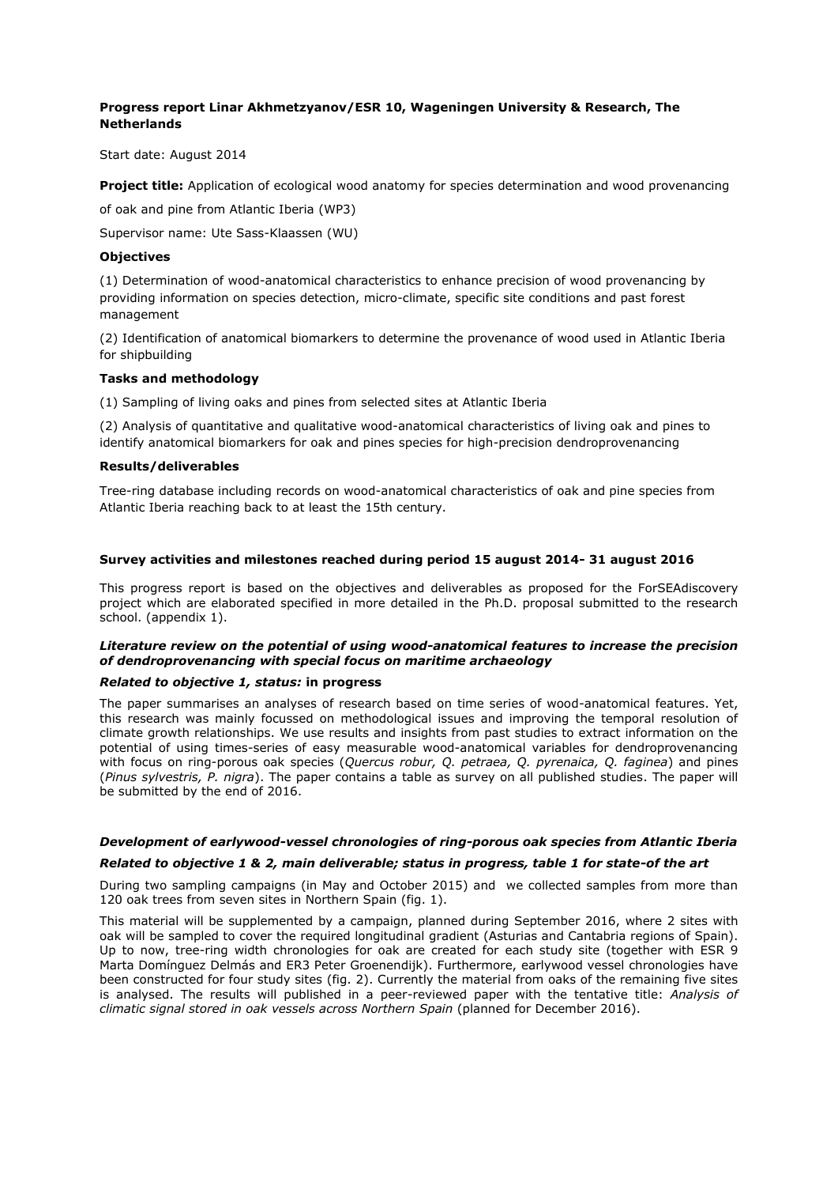**Progress report Linar Akhmetzyanov/ESR 10, Wageningen University & Research, The Netherlands**

Start date: August 2014

**Project title:** Application of ecological wood anatomy for species determination and wood provenancing of oak and pine from Atlantic Iberia (WP3)

Supervisor name: Ute Sass-Klaassen (WU)

**Objectives**

(1) Determination of wood-anatomical characteristics to enhance precision of wood provenancing by providing information on species detection, micro-climate, specific site conditions and past forest management

(2) Identification of anatomical biomarkers to determine the provenance of wood used in Atlantic Iberia for shipbuilding

**Tasks and methodology**

(1) Sampling of living oaks and pines from selected sites at Atlantic Iberia

(2) Analysis of quantitative and qualitative wood-anatomical characteristics of living oak and pines to identify anatomical biomarkers for oak and pines species for high-precision dendroprovenancing

**Results/deliverables**

Tree-ring database including records on wood-anatomical characteristics of oak and pine species from Atlantic Iberia reaching back to at least the 15th century.

**Survey activities and milestones reached during period 15 august 2014- 31 august 2016**

This progress report is based on the objectives and deliverables as proposed for the ForSEAdiscovery project which are elaborated specified in more detailed in the Ph.D. proposal submitted to the research school. (appendix 1).

***Literature review on the potential of using wood-anatomical features to increase the precision of dendroprovenancing with special focus on maritime archaeology***

***Related to objective 1, status:*** **in progress**

The paper summarises an analyses of research based on time series of wood-anatomical features. Yet, this research was mainly focussed on methodological issues and improving the temporal resolution of climate growth relationships. We use results and insights from past studies to extract information on the potential of using times-series of easy measurable wood-anatomical variables for dendroprovenancing with focus on ring-porous oak species (*Quercus robur, Q. petraea, Q. pyrenaica, Q. faginea*) and pines (*Pinus sylvestris, P. nigra*). The paper contains a table as survey on all published studies. The paper will be submitted by the end of 2016.

***Development of earlywood-vessel chronologies of ring-porous oak species from Atlantic Iberia***

***Related to objective 1 & 2, main deliverable; status in progress, table 1 for state-of the art***

During two sampling campaigns (in May and October 2015) and we collected samples from more than 120 oak trees from seven sites in Northern Spain (fig. 1).

This material will be supplemented by a campaign, planned during September 2016, where 2 sites with oak will be sampled to cover the required longitudinal gradient (Asturias and Cantabria regions of Spain). Up to now, tree-ring width chronologies for oak are created for each study site (together with ESR 9 Marta Domínguez Delmás and ER3 Peter Groenendijk). Furthermore, earlywood vessel chronologies have been constructed for four study sites (fig. 2). Currently the material from oaks of the remaining five sites is analysed. The results will published in a peer-reviewed paper with the tentative title: *Analysis of climatic signal stored in oak vessels across Northern Spain* (planned for December 2016).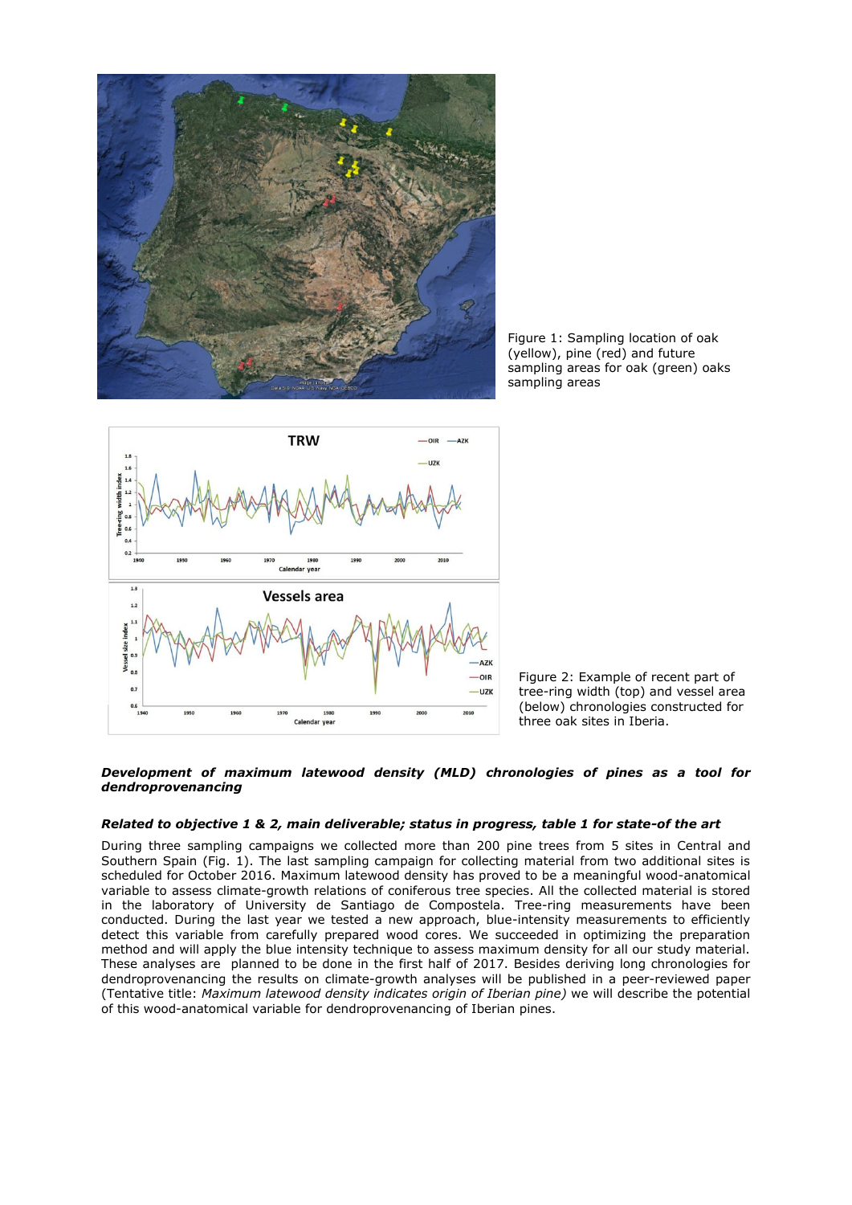Figure 1: Sampling location of oak (yellow), pine (red) and future sampling areas for oak (green) oaks sampling areas

Figure 2: Example of recent part of tree-ring width (top) and vessel area (below) chronologies constructed for three oak sites in Iberia.

***Development of maximum latewood density (MLD) chronologies of pines as a tool for dendroprovenancing***

***Related to objective 1 & 2, main deliverable; status in progress, table 1 for state-of the art***

During three sampling campaigns we collected more than 200 pine trees from 5 sites in Central and Southern Spain (Fig. 1). The last sampling campaign for collecting material from two additional sites is scheduled for October 2016. Maximum latewood density has proved to be a meaningful wood-anatomical variable to assess climate-growth relations of coniferous tree species. All the collected material is stored in the laboratory of University de Santiago de Compostela. Tree-ring measurements have been conducted. During the last year we tested a new approach, blue-intensity measurements to efficiently detect this variable from carefully prepared wood cores. We succeeded in optimizing the preparation method and will apply the blue intensity technique to assess maximum density for all our study material. These analyses are planned to be done in the first half of 2017. Besides deriving long chronologies for dendroprovenancing the results on climate-growth analyses will be published in a peer-reviewed paper (Tentative title: *Maximum latewood density indicates origin of Iberian pine)* we will describe the potential of this wood-anatomical variable for dendroprovenancing of Iberian pines.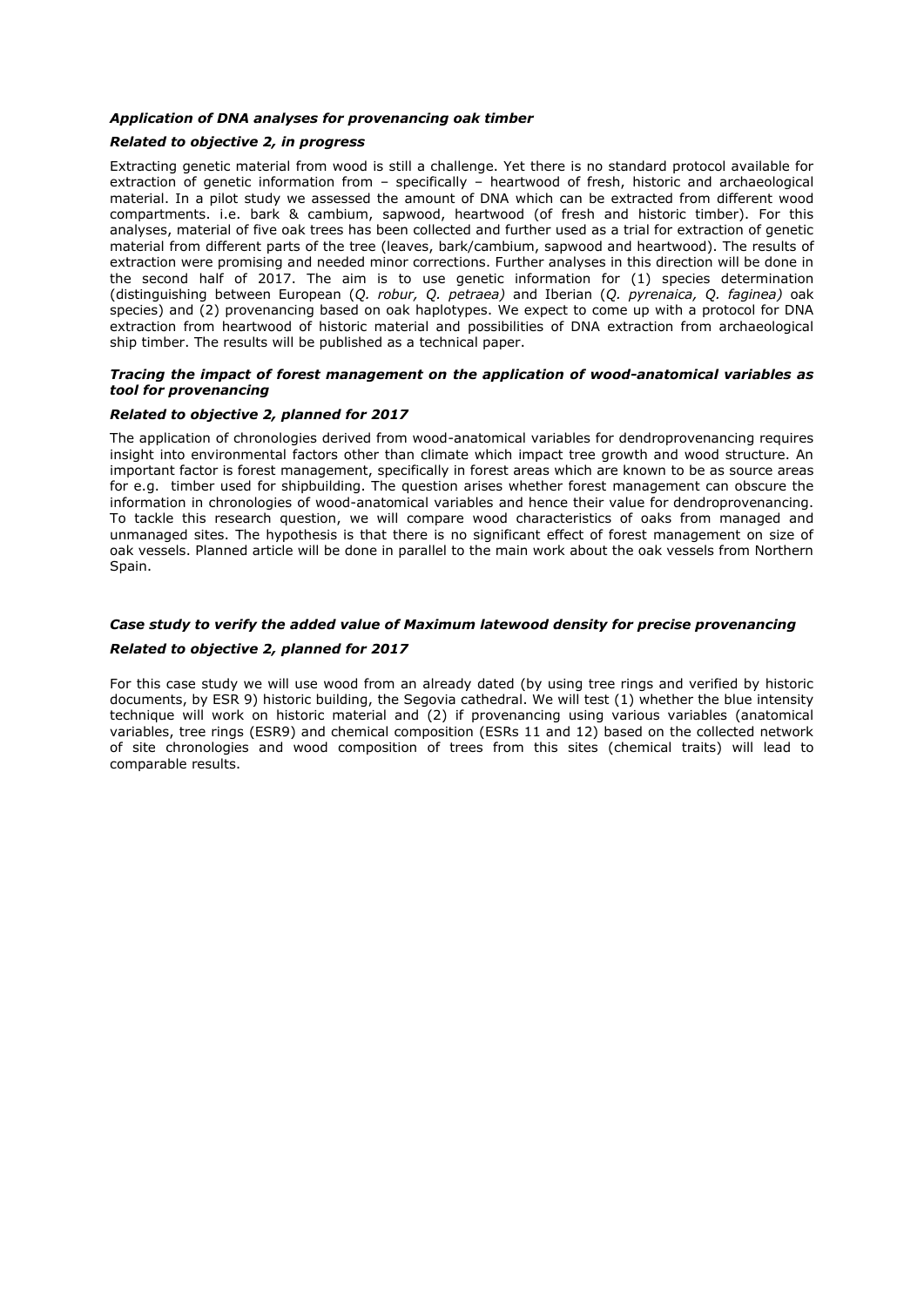***Application of DNA analyses for provenancing oak timber***

***Related to objective 2, in progress***

Extracting genetic material from wood is still a challenge. Yet there is no standard protocol available for extraction of genetic information from – specifically – heartwood of fresh, historic and archaeological material. In a pilot study we assessed the amount of DNA which can be extracted from different wood compartments. i.e. bark & cambium, sapwood, heartwood (of fresh and historic timber). For this analyses, material of five oak trees has been collected and further used as a trial for extraction of genetic material from different parts of the tree (leaves, bark/cambium, sapwood and heartwood). The results of extraction were promising and needed minor corrections. Further analyses in this direction will be done in the second half of 2017. The aim is to use genetic information for (1) species determination (distinguishing between European (*Q. robur, Q. petraea)* and Iberian (*Q. pyrenaica, Q. faginea)* oak species) and (2) provenancing based on oak haplotypes. We expect to come up with a protocol for DNA extraction from heartwood of historic material and possibilities of DNA extraction from archaeological ship timber. The results will be published as a technical paper.

***Tracing the impact of forest management on the application of wood-anatomical variables as tool for provenancing***

***Related to objective 2, planned for 2017***

The application of chronologies derived from wood-anatomical variables for dendroprovenancing requires insight into environmental factors other than climate which impact tree growth and wood structure. An important factor is forest management, specifically in forest areas which are known to be as source areas for e.g. timber used for shipbuilding. The question arises whether forest management can obscure the information in chronologies of wood-anatomical variables and hence their value for dendroprovenancing. To tackle this research question, we will compare wood characteristics of oaks from managed and unmanaged sites. The hypothesis is that there is no significant effect of forest management on size of oak vessels. Planned article will be done in parallel to the main work about the oak vessels from Northern Spain.

***Case study to verify the added value of Maximum latewood density for precise provenancing***

***Related to objective 2, planned for 2017***

For this case study we will use wood from an already dated (by using tree rings and verified by historic documents, by ESR 9) historic building, the Segovia cathedral. We will test (1) whether the blue intensity technique will work on historic material and (2) if provenancing using various variables (anatomical variables, tree rings (ESR9) and chemical composition (ESRs 11 and 12) based on the collected network of site chronologies and wood composition of trees from this sites (chemical traits) will lead to comparable results.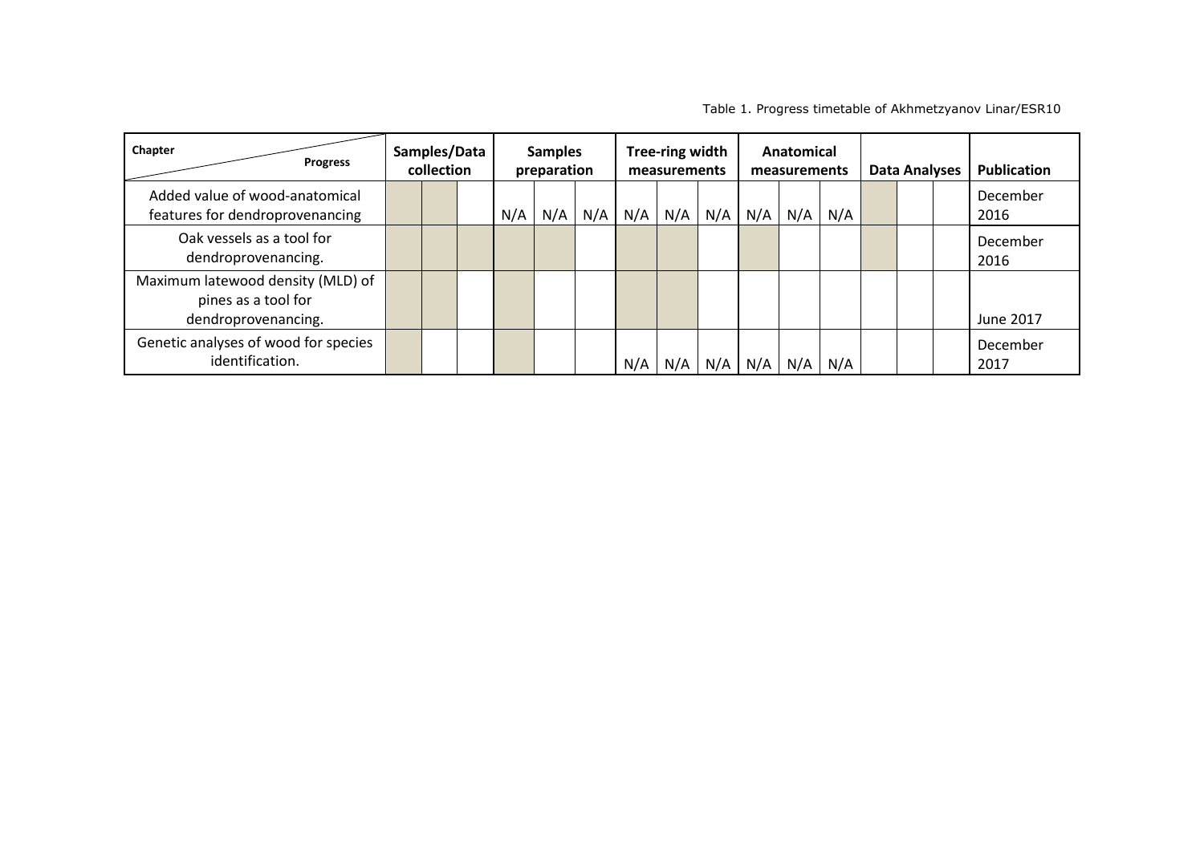Table 1. Progress timetable of Akhmetzyanov Linar/ESR10

| Chapter / Progress | Samples/Data collection | | | Samples preparation | | | Tree-ring width measurements | | | Anatomical measurements | | | Data Analyses | | | Publication |
|---|---|---|---|---|---|---|---|---|---|---|---|---|---|---|---|---|
| Added value of wood-anatomical features for dendroprovenancing | | | | N/A | N/A | N/A | N/A | N/A | N/A | N/A | N/A | N/A | | | | December 2016 |
| Oak vessels as a tool for dendroprovenancing. | | | | | | | | | | | | | | | | December 2016 |
| Maximum latewood density (MLD) of pines as a tool for dendroprovenancing. | | | | | | | | | | | | | | | | June 2017 |
| Genetic analyses of wood for species identification. | | | | | | | N/A | N/A | N/A | N/A | N/A | N/A | | | | December 2017 |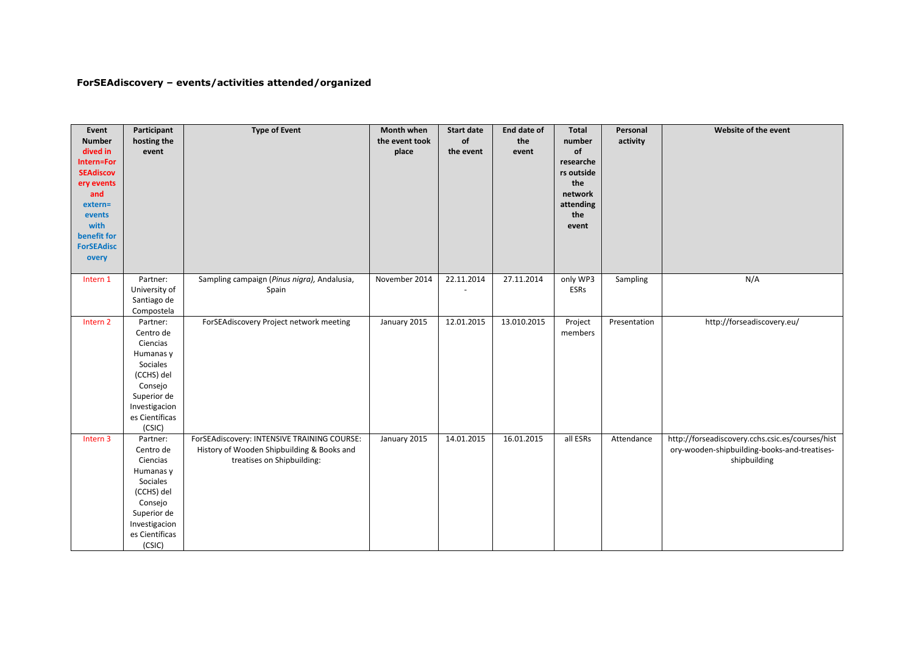**ForSEAdiscovery – events/activities attended/organized**

| Event Number dived in Intern=ForSEAdiscovery events and extern= events with benefit for ForSEAdiscovery | Participant hosting the event | Type of Event | Month when the event took place | Start date of the event | End date of the event | Total number of researchers outside the network attending the event | Personal activity | Website of the event |
|---|---|---|---|---|---|---|---|---|
| Intern 1 | Partner: University of Santiago de Compostela | Sampling campaign (*Pinus nigra)*, Andalusia, Spain | November 2014 | 22.11.2014 - | 27.11.2014 | only WP3 ESRs | Sampling | N/A |
| Intern 2 | Partner: Centro de Ciencias Humanas y Sociales (CCHS) del Consejo Superior de Investigaciones Científicas (CSIC) | ForSEAdiscovery Project network meeting | January 2015 | 12.01.2015 | 13.010.2015 | Project members | Presentation | http://forseadiscovery.eu/ |
| Intern 3 | Partner: Centro de Ciencias Humanas y Sociales (CCHS) del Consejo Superior de Investigaciones Científicas (CSIC) | ForSEAdiscovery: INTENSIVE TRAINING COURSE: History of Wooden Shipbuilding & Books and treatises on Shipbuilding: | January 2015 | 14.01.2015 | 16.01.2015 | all ESRs | Attendance | http://forseadiscovery.cchs.csic.es/courses/history-wooden-shipbuilding-books-and-treatises-shipbuilding |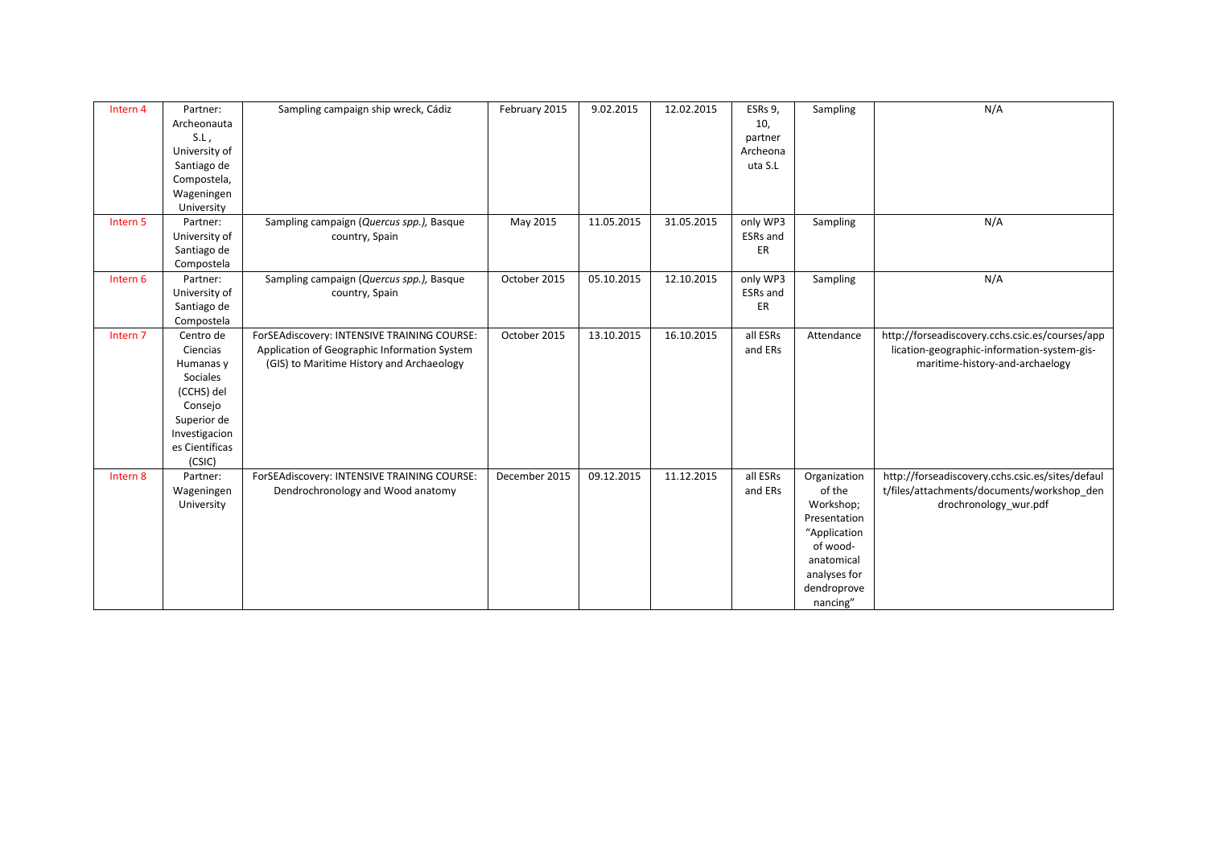| Intern 4 | Partner: Archeonauta S.L , University of Santiago de Compostela, Wageningen University | Sampling campaign ship wreck, Cádiz | February 2015 | 9.02.2015 | 12.02.2015 | ESRs 9, 10, partner Archeonauta S.L | Sampling | N/A |
|---|---|---|---|---|---|---|---|---|
| Intern 5 | Partner: University of Santiago de Compostela | Sampling campaign (*Quercus spp.),* Basque country, Spain | May 2015 | 11.05.2015 | 31.05.2015 | only WP3 ESRs and ER | Sampling | N/A |
| Intern 6 | Partner: University of Santiago de Compostela | Sampling campaign (*Quercus spp.),* Basque country, Spain | October 2015 | 05.10.2015 | 12.10.2015 | only WP3 ESRs and ER | Sampling | N/A |
| Intern 7 | Centro de Ciencias Humanas y Sociales (CCHS) del Consejo Superior de Investigaciones Científicas (CSIC) | ForSEAdiscovery: INTENSIVE TRAINING COURSE: Application of Geographic Information System (GIS) to Maritime History and Archaeology | October 2015 | 13.10.2015 | 16.10.2015 | all ESRs and ERs | Attendance | http://forseadiscovery.cchs.csic.es/courses/application-geographic-information-system-gis-maritime-history-and-archaelogy |
| Intern 8 | Partner: Wageningen University | ForSEAdiscovery: INTENSIVE TRAINING COURSE: Dendrochronology and Wood anatomy | December 2015 | 09.12.2015 | 11.12.2015 | all ESRs and ERs | Organization of the Workshop; Presentation "Application of wood-anatomical analyses for dendroprovenancing" | http://forseadiscovery.cchs.csic.es/sites/default/files/attachments/documents/workshop_dendrochronology_wur.pdf |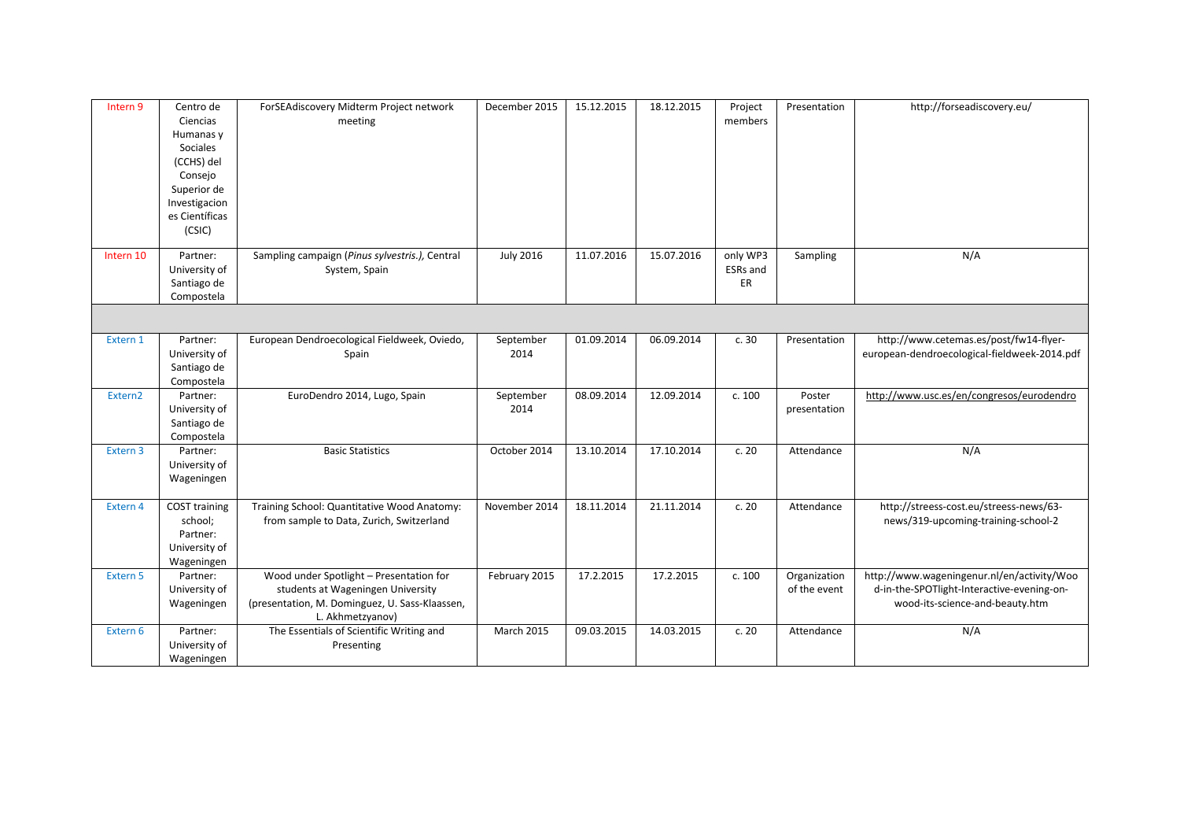| | | | | | | | | |
|---|---|---|---|---|---|---|---|---|
| Intern 9 | Centro de Ciencias Humanas y Sociales (CCHS) del Consejo Superior de Investigaciones Científicas (CSIC) | ForSEAdiscovery Midterm Project network meeting | December 2015 | 15.12.2015 | 18.12.2015 | Project members | Presentation | http://forseadiscovery.eu/ |
| Intern 10 | Partner: University of Santiago de Compostela | Sampling campaign (*Pinus sylvestris.),* Central System, Spain | July 2016 | 11.07.2016 | 15.07.2016 | only WP3 ESRs and ER | Sampling | N/A |
| | | | | | | | | |
| Extern 1 | Partner: University of Santiago de Compostela | European Dendroecological Fieldweek, Oviedo, Spain | September 2014 | 01.09.2014 | 06.09.2014 | c. 30 | Presentation | http://www.cetemas.es/post/fw14-flyer-european-dendroecological-fieldweek-2014.pdf |
| Extern2 | Partner: University of Santiago de Compostela | EuroDendro 2014, Lugo, Spain | September 2014 | 08.09.2014 | 12.09.2014 | c. 100 | Poster presentation | http://www.usc.es/en/congresos/eurodendro |
| Extern 3 | Partner: University of Wageningen | Basic Statistics | October 2014 | 13.10.2014 | 17.10.2014 | c. 20 | Attendance | N/A |
| Extern 4 | COST training school; Partner: University of Wageningen | Training School: Quantitative Wood Anatomy: from sample to Data, Zurich, Switzerland | November 2014 | 18.11.2014 | 21.11.2014 | c. 20 | Attendance | http://streess-cost.eu/streess-news/63-news/319-upcoming-training-school-2 |
| Extern 5 | Partner: University of Wageningen | Wood under Spotlight – Presentation for students at Wageningen University (presentation, M. Dominguez, U. Sass-Klaassen, L. Akhmetzyanov) | February 2015 | 17.2.2015 | 17.2.2015 | c. 100 | Organization of the event | http://www.wageningenur.nl/en/activity/Wood-in-the-SPOTlight-Interactive-evening-on-wood-its-science-and-beauty.htm |
| Extern 6 | Partner: University of Wageningen | The Essentials of Scientific Writing and Presenting | March 2015 | 09.03.2015 | 14.03.2015 | c. 20 | Attendance | N/A |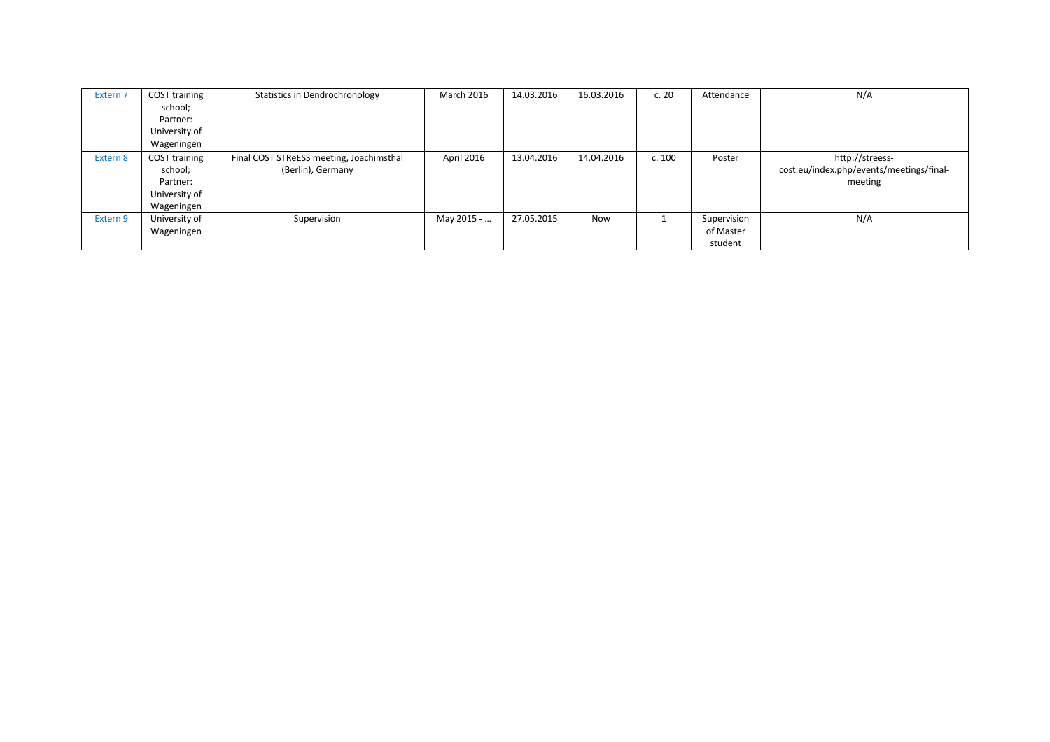| Extern 7 | COST training school; Partner: University of Wageningen | Statistics in Dendrochronology | March 2016 | 14.03.2016 | 16.03.2016 | c. 20 | Attendance | N/A |
|---|---|---|---|---|---|---|---|---|
| Extern 8 | COST training school; Partner: University of Wageningen | Final COST STReESS meeting, Joachimsthal (Berlin), Germany | April 2016 | 13.04.2016 | 14.04.2016 | c. 100 | Poster | http://streess-cost.eu/index.php/events/meetings/final-meeting |
| Extern 9 | University of Wageningen | Supervision | May 2015 - … | 27.05.2015 | Now | 1 | Supervision of Master student | N/A |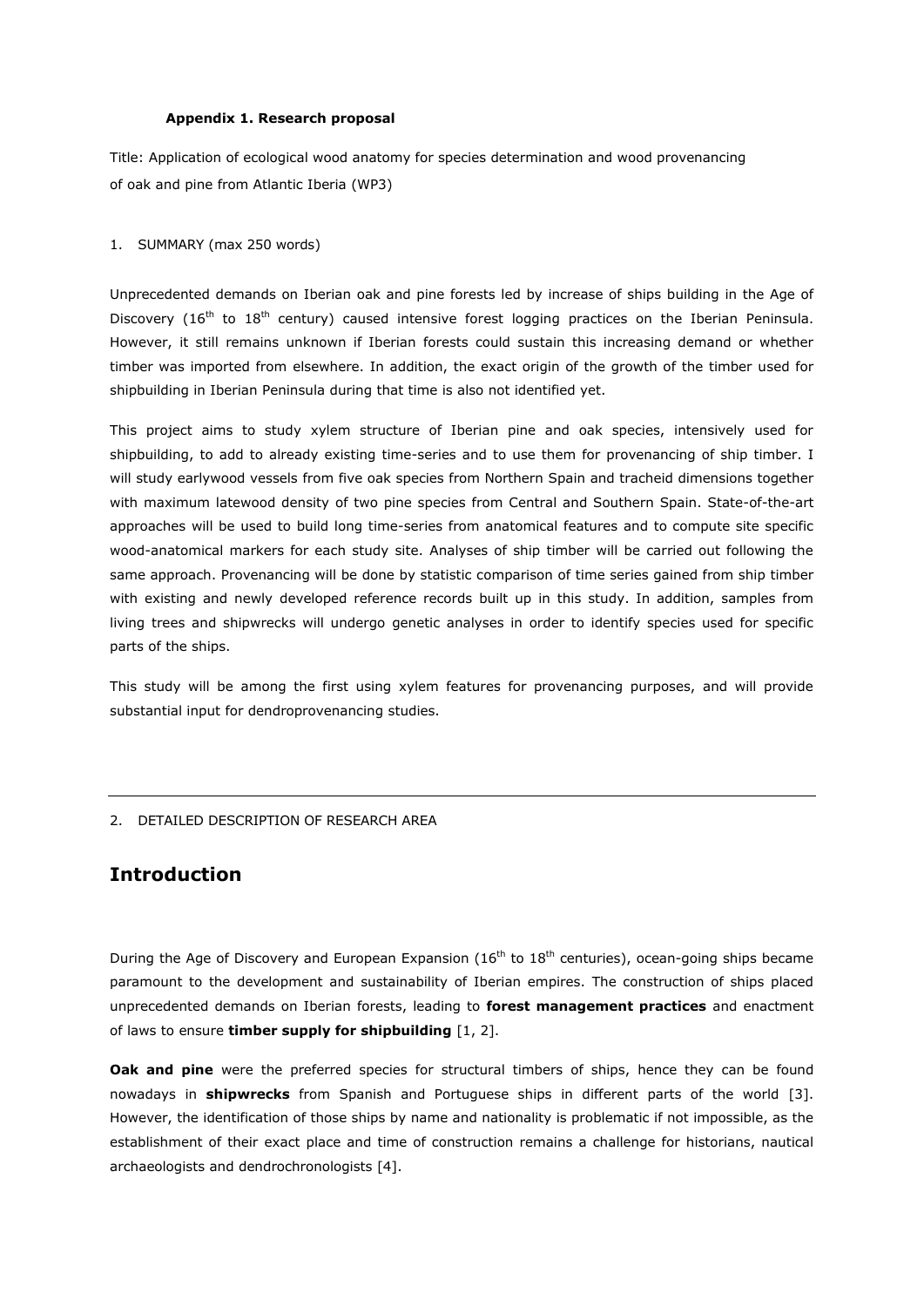**Appendix 1. Research proposal**

Title: Application of ecological wood anatomy for species determination and wood provenancing of oak and pine from Atlantic Iberia (WP3)

1. SUMMARY (max 250 words)

Unprecedented demands on Iberian oak and pine forests led by increase of ships building in the Age of Discovery ($16^{th}$ to $18^{th}$ century) caused intensive forest logging practices on the Iberian Peninsula. However, it still remains unknown if Iberian forests could sustain this increasing demand or whether timber was imported from elsewhere. In addition, the exact origin of the growth of the timber used for shipbuilding in Iberian Peninsula during that time is also not identified yet.

This project aims to study xylem structure of Iberian pine and oak species, intensively used for shipbuilding, to add to already existing time-series and to use them for provenancing of ship timber. I will study earlywood vessels from five oak species from Northern Spain and tracheid dimensions together with maximum latewood density of two pine species from Central and Southern Spain. State-of-the-art approaches will be used to build long time-series from anatomical features and to compute site specific wood-anatomical markers for each study site. Analyses of ship timber will be carried out following the same approach. Provenancing will be done by statistic comparison of time series gained from ship timber with existing and newly developed reference records built up in this study. In addition, samples from living trees and shipwrecks will undergo genetic analyses in order to identify species used for specific parts of the ships.

This study will be among the first using xylem features for provenancing purposes, and will provide substantial input for dendroprovenancing studies.

---

2. DETAILED DESCRIPTION OF RESEARCH AREA

## Introduction

During the Age of Discovery and European Expansion ($16^{th}$ to $18^{th}$ centuries), ocean-going ships became paramount to the development and sustainability of Iberian empires. The construction of ships placed unprecedented demands on Iberian forests, leading to **forest management practices** and enactment of laws to ensure **timber supply for shipbuilding** [1, 2].

**Oak and pine** were the preferred species for structural timbers of ships, hence they can be found nowadays in **shipwrecks** from Spanish and Portuguese ships in different parts of the world [3]. However, the identification of those ships by name and nationality is problematic if not impossible, as the establishment of their exact place and time of construction remains a challenge for historians, nautical archaeologists and dendrochronologists [4].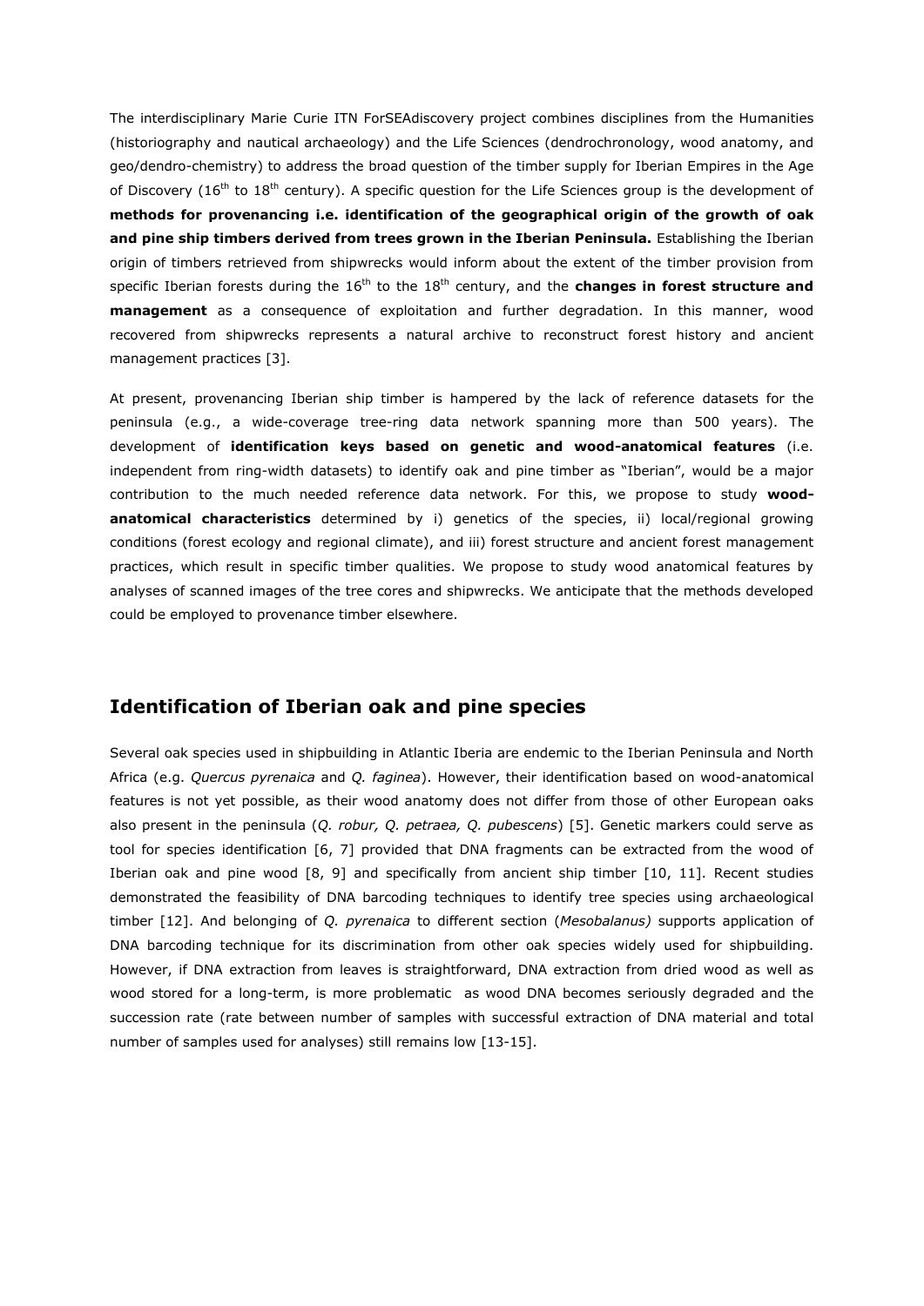The interdisciplinary Marie Curie ITN ForSEAdiscovery project combines disciplines from the Humanities (historiography and nautical archaeology) and the Life Sciences (dendrochronology, wood anatomy, and geo/dendro-chemistry) to address the broad question of the timber supply for Iberian Empires in the Age of Discovery (16th to 18th century). A specific question for the Life Sciences group is the development of **methods for provenancing i.e. identification of the geographical origin of the growth of oak and pine ship timbers derived from trees grown in the Iberian Peninsula.** Establishing the Iberian origin of timbers retrieved from shipwrecks would inform about the extent of the timber provision from specific Iberian forests during the 16th to the 18th century, and the **changes in forest structure and management** as a consequence of exploitation and further degradation. In this manner, wood recovered from shipwrecks represents a natural archive to reconstruct forest history and ancient management practices [3].

At present, provenancing Iberian ship timber is hampered by the lack of reference datasets for the peninsula (e.g., a wide-coverage tree-ring data network spanning more than 500 years). The development of **identification keys based on genetic and wood-anatomical features** (i.e. independent from ring-width datasets) to identify oak and pine timber as "Iberian", would be a major contribution to the much needed reference data network. For this, we propose to study **wood-anatomical characteristics** determined by i) genetics of the species, ii) local/regional growing conditions (forest ecology and regional climate), and iii) forest structure and ancient forest management practices, which result in specific timber qualities. We propose to study wood anatomical features by analyses of scanned images of the tree cores and shipwrecks. We anticipate that the methods developed could be employed to provenance timber elsewhere.

## Identification of Iberian oak and pine species

Several oak species used in shipbuilding in Atlantic Iberia are endemic to the Iberian Peninsula and North Africa (e.g. *Quercus pyrenaica* and *Q. faginea*). However, their identification based on wood-anatomical features is not yet possible, as their wood anatomy does not differ from those of other European oaks also present in the peninsula (*Q. robur, Q. petraea, Q. pubescens*) [5]. Genetic markers could serve as tool for species identification [6, 7] provided that DNA fragments can be extracted from the wood of Iberian oak and pine wood [8, 9] and specifically from ancient ship timber [10, 11]. Recent studies demonstrated the feasibility of DNA barcoding techniques to identify tree species using archaeological timber [12]. And belonging of *Q. pyrenaica* to different section (*Mesobalanus)* supports application of DNA barcoding technique for its discrimination from other oak species widely used for shipbuilding. However, if DNA extraction from leaves is straightforward, DNA extraction from dried wood as well as wood stored for a long-term, is more problematic as wood DNA becomes seriously degraded and the succession rate (rate between number of samples with successful extraction of DNA material and total number of samples used for analyses) still remains low [13-15].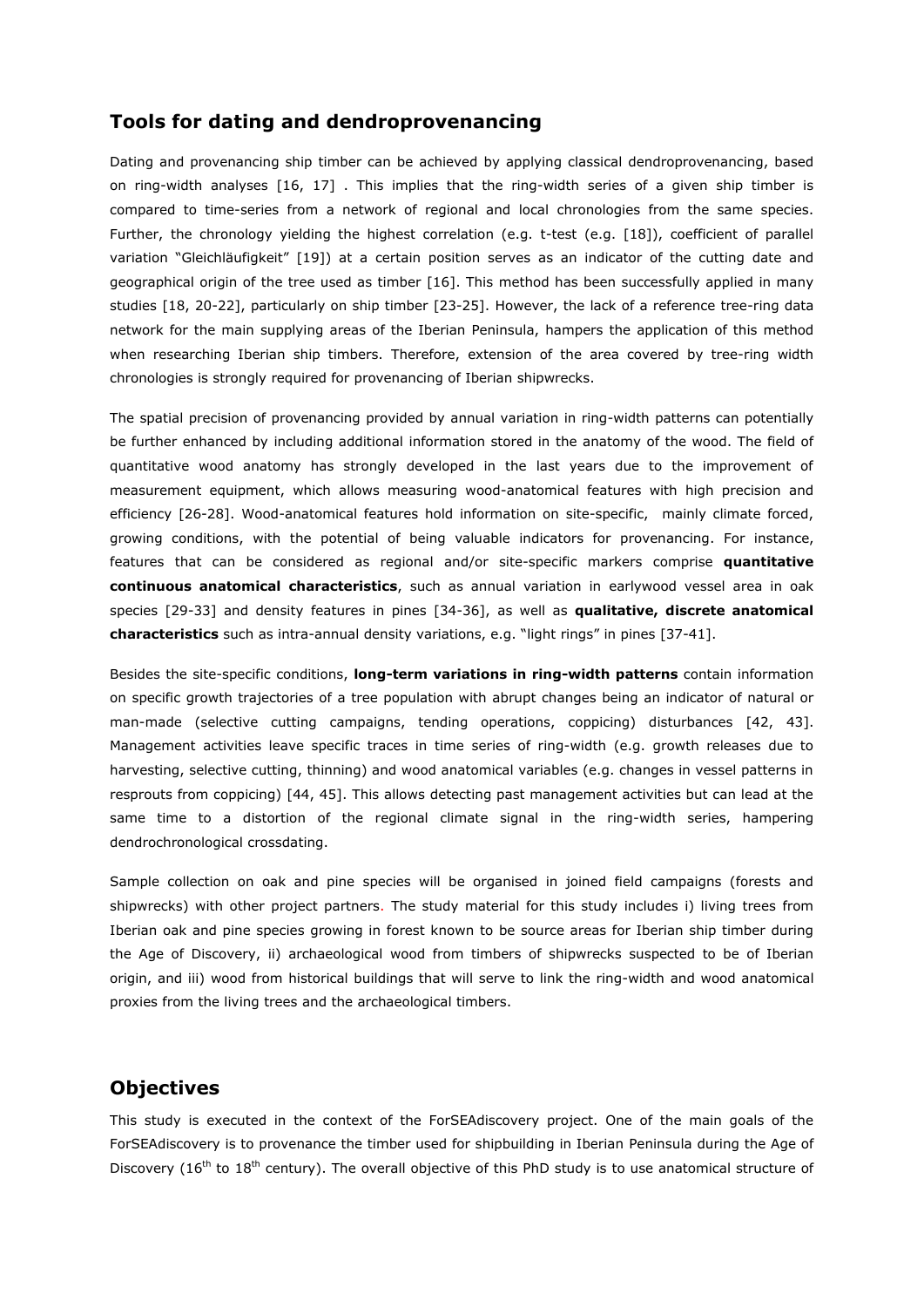## Tools for dating and dendroprovenancing

Dating and provenancing ship timber can be achieved by applying classical dendroprovenancing, based on ring-width analyses [16, 17] . This implies that the ring-width series of a given ship timber is compared to time-series from a network of regional and local chronologies from the same species. Further, the chronology yielding the highest correlation (e.g. t-test (e.g. [18]), coefficient of parallel variation "Gleichläufigkeit" [19]) at a certain position serves as an indicator of the cutting date and geographical origin of the tree used as timber [16]. This method has been successfully applied in many studies [18, 20-22], particularly on ship timber [23-25]. However, the lack of a reference tree-ring data network for the main supplying areas of the Iberian Peninsula, hampers the application of this method when researching Iberian ship timbers. Therefore, extension of the area covered by tree-ring width chronologies is strongly required for provenancing of Iberian shipwrecks.

The spatial precision of provenancing provided by annual variation in ring-width patterns can potentially be further enhanced by including additional information stored in the anatomy of the wood. The field of quantitative wood anatomy has strongly developed in the last years due to the improvement of measurement equipment, which allows measuring wood-anatomical features with high precision and efficiency [26-28]. Wood-anatomical features hold information on site-specific, mainly climate forced, growing conditions, with the potential of being valuable indicators for provenancing. For instance, features that can be considered as regional and/or site-specific markers comprise **quantitative continuous anatomical characteristics**, such as annual variation in earlywood vessel area in oak species [29-33] and density features in pines [34-36], as well as **qualitative, discrete anatomical characteristics** such as intra-annual density variations, e.g. "light rings" in pines [37-41].

Besides the site-specific conditions, **long-term variations in ring-width patterns** contain information on specific growth trajectories of a tree population with abrupt changes being an indicator of natural or man-made (selective cutting campaigns, tending operations, coppicing) disturbances [42, 43]. Management activities leave specific traces in time series of ring-width (e.g. growth releases due to harvesting, selective cutting, thinning) and wood anatomical variables (e.g. changes in vessel patterns in resprouts from coppicing) [44, 45]. This allows detecting past management activities but can lead at the same time to a distortion of the regional climate signal in the ring-width series, hampering dendrochronological crossdating.

Sample collection on oak and pine species will be organised in joined field campaigns (forests and shipwrecks) with other project partners. The study material for this study includes i) living trees from Iberian oak and pine species growing in forest known to be source areas for Iberian ship timber during the Age of Discovery, ii) archaeological wood from timbers of shipwrecks suspected to be of Iberian origin, and iii) wood from historical buildings that will serve to link the ring-width and wood anatomical proxies from the living trees and the archaeological timbers.

## Objectives

This study is executed in the context of the ForSEAdiscovery project. One of the main goals of the ForSEAdiscovery is to provenance the timber used for shipbuilding in Iberian Peninsula during the Age of Discovery (16$^{th}$ to 18$^{th}$ century). The overall objective of this PhD study is to use anatomical structure of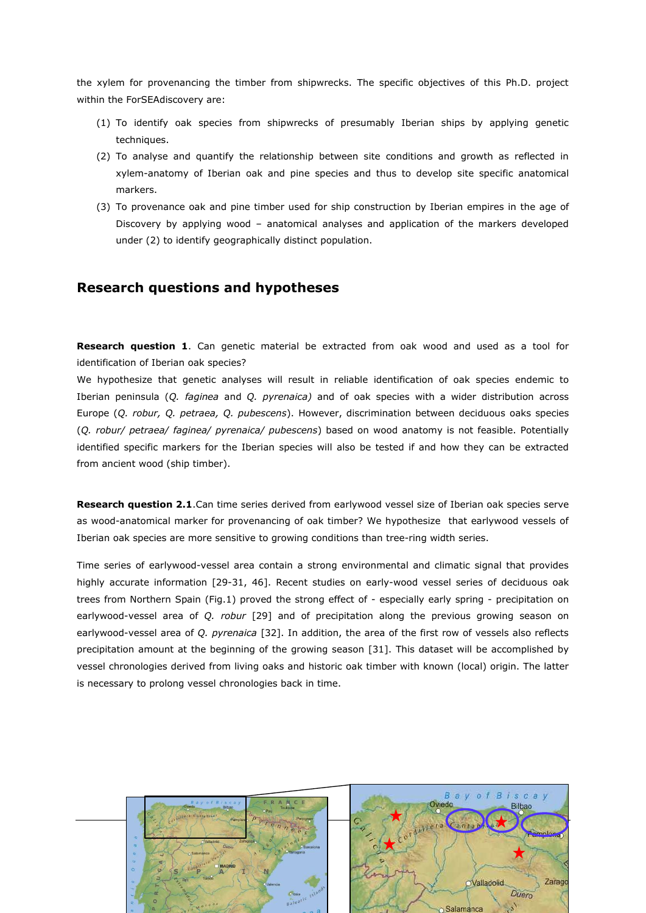the xylem for provenancing the timber from shipwrecks. The specific objectives of this Ph.D. project within the ForSEAdiscovery are:

(1) To identify oak species from shipwrecks of presumably Iberian ships by applying genetic techniques.
(2) To analyse and quantify the relationship between site conditions and growth as reflected in xylem-anatomy of Iberian oak and pine species and thus to develop site specific anatomical markers.
(3) To provenance oak and pine timber used for ship construction by Iberian empires in the age of Discovery by applying wood – anatomical analyses and application of the markers developed under (2) to identify geographically distinct population.

## Research questions and hypotheses

**Research question 1**. Can genetic material be extracted from oak wood and used as a tool for identification of Iberian oak species?

We hypothesize that genetic analyses will result in reliable identification of oak species endemic to Iberian peninsula (*Q. faginea* and *Q. pyrenaica)* and of oak species with a wider distribution across Europe (*Q. robur, Q. petraea, Q. pubescens*). However, discrimination between deciduous oaks species (*Q. robur/ petraea/ faginea/ pyrenaica/ pubescens*) based on wood anatomy is not feasible. Potentially identified specific markers for the Iberian species will also be tested if and how they can be extracted from ancient wood (ship timber).

**Research question 2.1**.Can time series derived from earlywood vessel size of Iberian oak species serve as wood-anatomical marker for provenancing of oak timber? We hypothesize that earlywood vessels of Iberian oak species are more sensitive to growing conditions than tree-ring width series.

Time series of earlywood-vessel area contain a strong environmental and climatic signal that provides highly accurate information [29-31, 46]. Recent studies on early-wood vessel series of deciduous oak trees from Northern Spain (Fig.1) proved the strong effect of - especially early spring - precipitation on earlywood-vessel area of *Q. robur* [29] and of precipitation along the previous growing season on earlywood-vessel area of *Q. pyrenaica* [32]. In addition, the area of the first row of vessels also reflects precipitation amount at the beginning of the growing season [31]. This dataset will be accomplished by vessel chronologies derived from living oaks and historic oak timber with known (local) origin. The latter is necessary to prolong vessel chronologies back in time.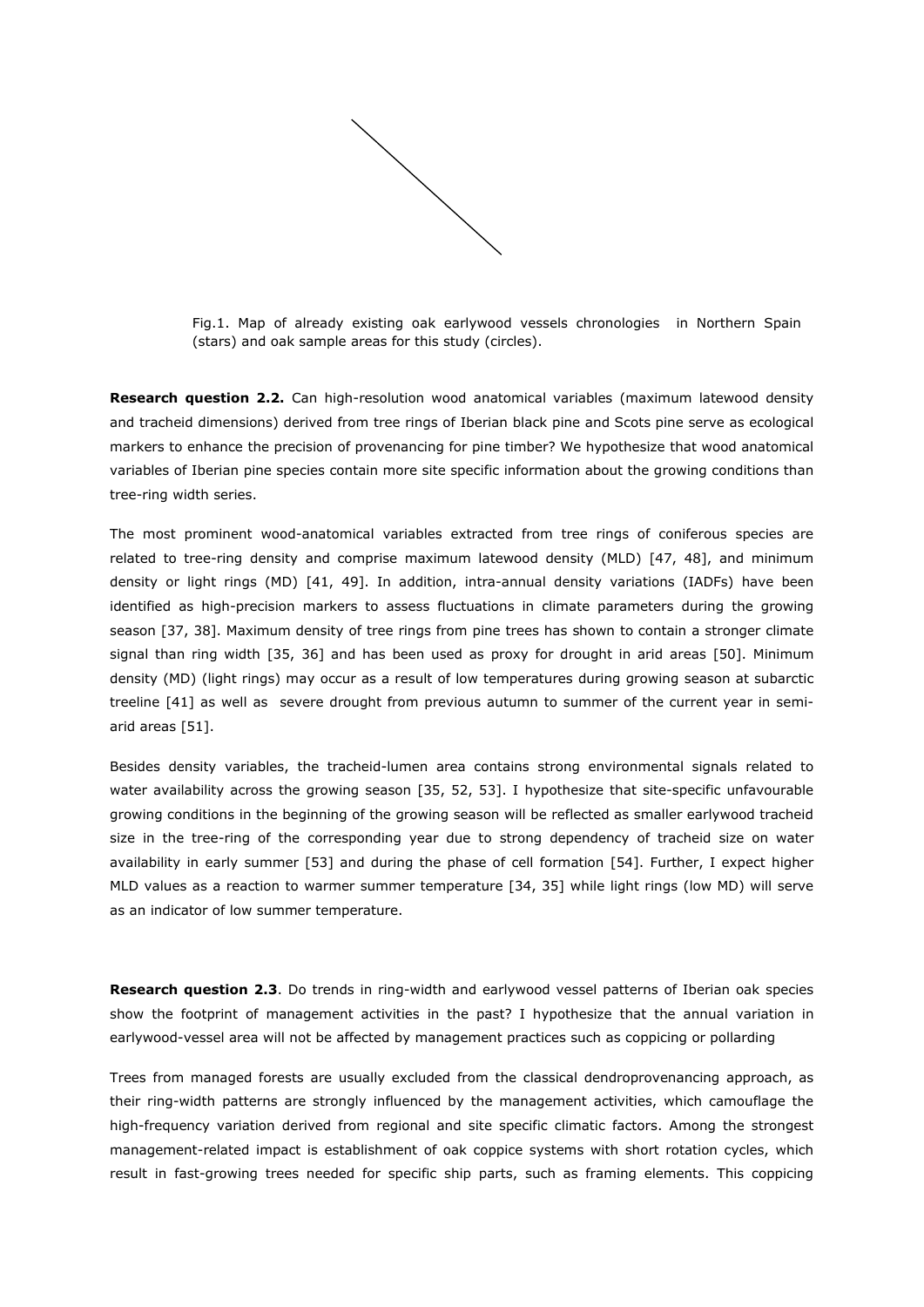Fig.1. Map of already existing oak earlywood vessels chronologies in Northern Spain (stars) and oak sample areas for this study (circles).

**Research question 2.2.** Can high-resolution wood anatomical variables (maximum latewood density and tracheid dimensions) derived from tree rings of Iberian black pine and Scots pine serve as ecological markers to enhance the precision of provenancing for pine timber? We hypothesize that wood anatomical variables of Iberian pine species contain more site specific information about the growing conditions than tree-ring width series.

The most prominent wood-anatomical variables extracted from tree rings of coniferous species are related to tree-ring density and comprise maximum latewood density (MLD) [47, 48], and minimum density or light rings (MD) [41, 49]. In addition, intra-annual density variations (IADFs) have been identified as high-precision markers to assess fluctuations in climate parameters during the growing season [37, 38]. Maximum density of tree rings from pine trees has shown to contain a stronger climate signal than ring width [35, 36] and has been used as proxy for drought in arid areas [50]. Minimum density (MD) (light rings) may occur as a result of low temperatures during growing season at subarctic treeline [41] as well as severe drought from previous autumn to summer of the current year in semi-arid areas [51].

Besides density variables, the tracheid-lumen area contains strong environmental signals related to water availability across the growing season [35, 52, 53]. I hypothesize that site-specific unfavourable growing conditions in the beginning of the growing season will be reflected as smaller earlywood tracheid size in the tree-ring of the corresponding year due to strong dependency of tracheid size on water availability in early summer [53] and during the phase of cell formation [54]. Further, I expect higher MLD values as a reaction to warmer summer temperature [34, 35] while light rings (low MD) will serve as an indicator of low summer temperature.

**Research question 2.3**. Do trends in ring-width and earlywood vessel patterns of Iberian oak species show the footprint of management activities in the past? I hypothesize that the annual variation in earlywood-vessel area will not be affected by management practices such as coppicing or pollarding

Trees from managed forests are usually excluded from the classical dendroprovenancing approach, as their ring-width patterns are strongly influenced by the management activities, which camouflage the high-frequency variation derived from regional and site specific climatic factors. Among the strongest management-related impact is establishment of oak coppice systems with short rotation cycles, which result in fast-growing trees needed for specific ship parts, such as framing elements. This coppicing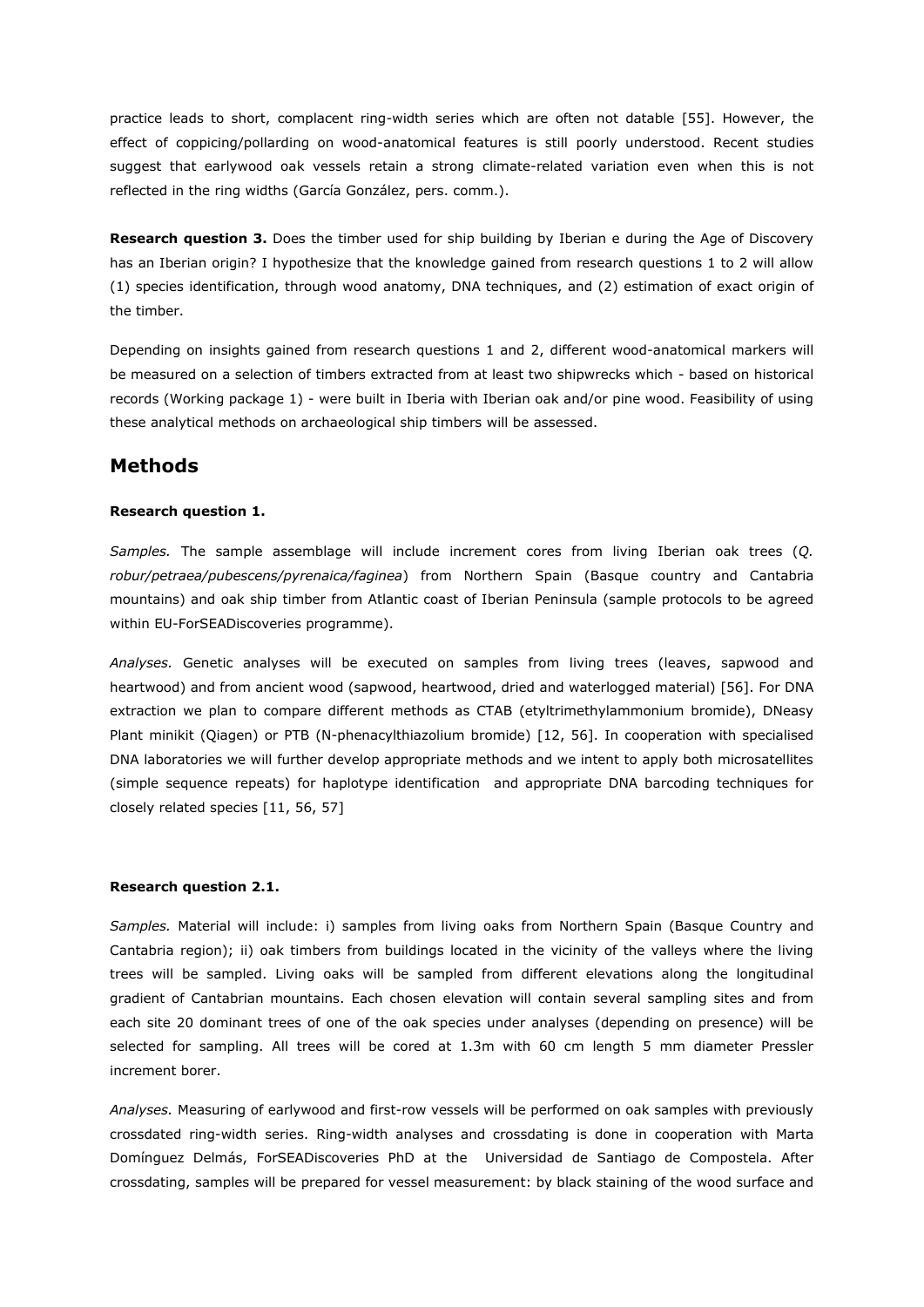practice leads to short, complacent ring-width series which are often not datable [55]. However, the effect of coppicing/pollarding on wood-anatomical features is still poorly understood. Recent studies suggest that earlywood oak vessels retain a strong climate-related variation even when this is not reflected in the ring widths (García González, pers. comm.).

**Research question 3.** Does the timber used for ship building by Iberian e during the Age of Discovery has an Iberian origin? I hypothesize that the knowledge gained from research questions 1 to 2 will allow (1) species identification, through wood anatomy, DNA techniques, and (2) estimation of exact origin of the timber.

Depending on insights gained from research questions 1 and 2, different wood-anatomical markers will be measured on a selection of timbers extracted from at least two shipwrecks which - based on historical records (Working package 1) - were built in Iberia with Iberian oak and/or pine wood. Feasibility of using these analytical methods on archaeological ship timbers will be assessed.

## Methods

**Research question 1.**

*Samples.* The sample assemblage will include increment cores from living Iberian oak trees (*Q. robur/petraea/pubescens/pyrenaica/faginea*) from Northern Spain (Basque country and Cantabria mountains) and oak ship timber from Atlantic coast of Iberian Peninsula (sample protocols to be agreed within EU-ForSEADiscoveries programme).

*Analyses.* Genetic analyses will be executed on samples from living trees (leaves, sapwood and heartwood) and from ancient wood (sapwood, heartwood, dried and waterlogged material) [56]. For DNA extraction we plan to compare different methods as CTAB (etyltrimethylammonium bromide), DNeasy Plant minikit (Qiagen) or PTB (N-phenacylthiazolium bromide) [12, 56]. In cooperation with specialised DNA laboratories we will further develop appropriate methods and we intent to apply both microsatellites (simple sequence repeats) for haplotype identification and appropriate DNA barcoding techniques for closely related species [11, 56, 57]

**Research question 2.1.**

*Samples.* Material will include: i) samples from living oaks from Northern Spain (Basque Country and Cantabria region); ii) oak timbers from buildings located in the vicinity of the valleys where the living trees will be sampled. Living oaks will be sampled from different elevations along the longitudinal gradient of Cantabrian mountains. Each chosen elevation will contain several sampling sites and from each site 20 dominant trees of one of the oak species under analyses (depending on presence) will be selected for sampling. All trees will be cored at 1.3m with 60 cm length 5 mm diameter Pressler increment borer.

*Analyses.* Measuring of earlywood and first-row vessels will be performed on oak samples with previously crossdated ring-width series. Ring-width analyses and crossdating is done in cooperation with Marta Domínguez Delmás, ForSEADiscoveries PhD at the Universidad de Santiago de Compostela. After crossdating, samples will be prepared for vessel measurement: by black staining of the wood surface and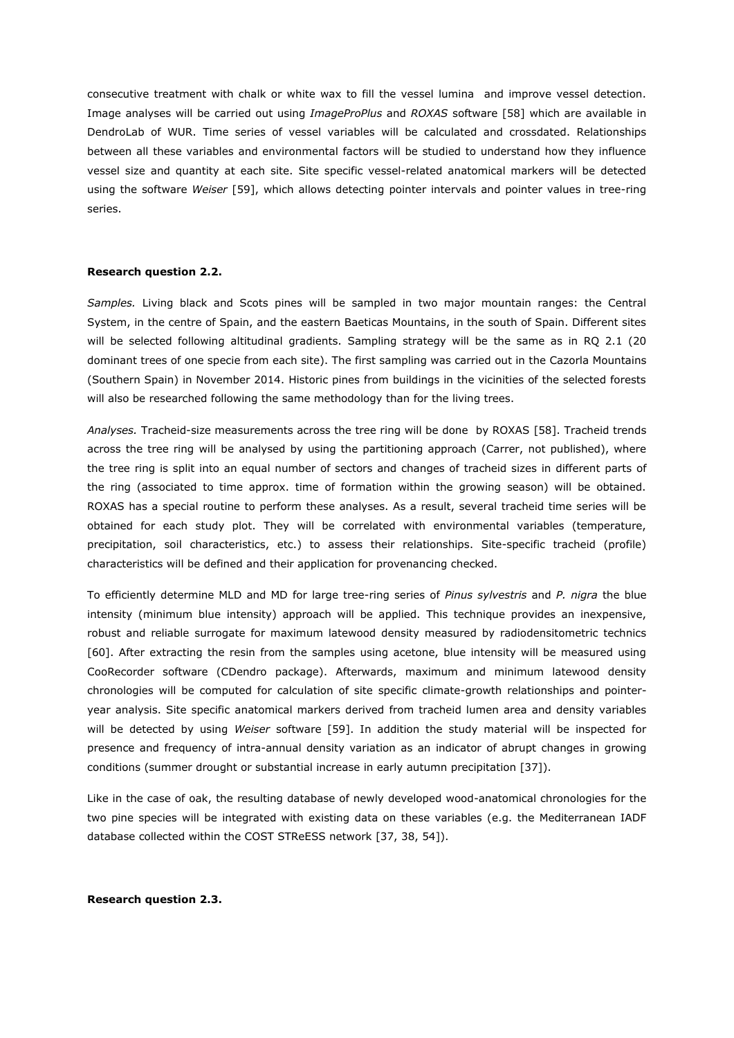consecutive treatment with chalk or white wax to fill the vessel lumina and improve vessel detection. Image analyses will be carried out using *ImageProPlus* and *ROXAS* software [58] which are available in DendroLab of WUR. Time series of vessel variables will be calculated and crossdated. Relationships between all these variables and environmental factors will be studied to understand how they influence vessel size and quantity at each site. Site specific vessel-related anatomical markers will be detected using the software *Weiser* [59], which allows detecting pointer intervals and pointer values in tree-ring series.

**Research question 2.2.**

*Samples.* Living black and Scots pines will be sampled in two major mountain ranges: the Central System, in the centre of Spain, and the eastern Baeticas Mountains, in the south of Spain. Different sites will be selected following altitudinal gradients. Sampling strategy will be the same as in RQ 2.1 (20 dominant trees of one specie from each site). The first sampling was carried out in the Cazorla Mountains (Southern Spain) in November 2014. Historic pines from buildings in the vicinities of the selected forests will also be researched following the same methodology than for the living trees.

*Analyses.* Tracheid-size measurements across the tree ring will be done by ROXAS [58]. Tracheid trends across the tree ring will be analysed by using the partitioning approach (Carrer, not published), where the tree ring is split into an equal number of sectors and changes of tracheid sizes in different parts of the ring (associated to time approx. time of formation within the growing season) will be obtained. ROXAS has a special routine to perform these analyses. As a result, several tracheid time series will be obtained for each study plot. They will be correlated with environmental variables (temperature, precipitation, soil characteristics, etc.) to assess their relationships. Site-specific tracheid (profile) characteristics will be defined and their application for provenancing checked.

To efficiently determine MLD and MD for large tree-ring series of *Pinus sylvestris* and *P. nigra* the blue intensity (minimum blue intensity) approach will be applied. This technique provides an inexpensive, robust and reliable surrogate for maximum latewood density measured by radiodensitometric technics [60]. After extracting the resin from the samples using acetone, blue intensity will be measured using CooRecorder software (CDendro package). Afterwards, maximum and minimum latewood density chronologies will be computed for calculation of site specific climate-growth relationships and pointer-year analysis. Site specific anatomical markers derived from tracheid lumen area and density variables will be detected by using *Weiser* software [59]. In addition the study material will be inspected for presence and frequency of intra-annual density variation as an indicator of abrupt changes in growing conditions (summer drought or substantial increase in early autumn precipitation [37]).

Like in the case of oak, the resulting database of newly developed wood-anatomical chronologies for the two pine species will be integrated with existing data on these variables (e.g. the Mediterranean IADF database collected within the COST STReESS network [37, 38, 54]).

**Research question 2.3.**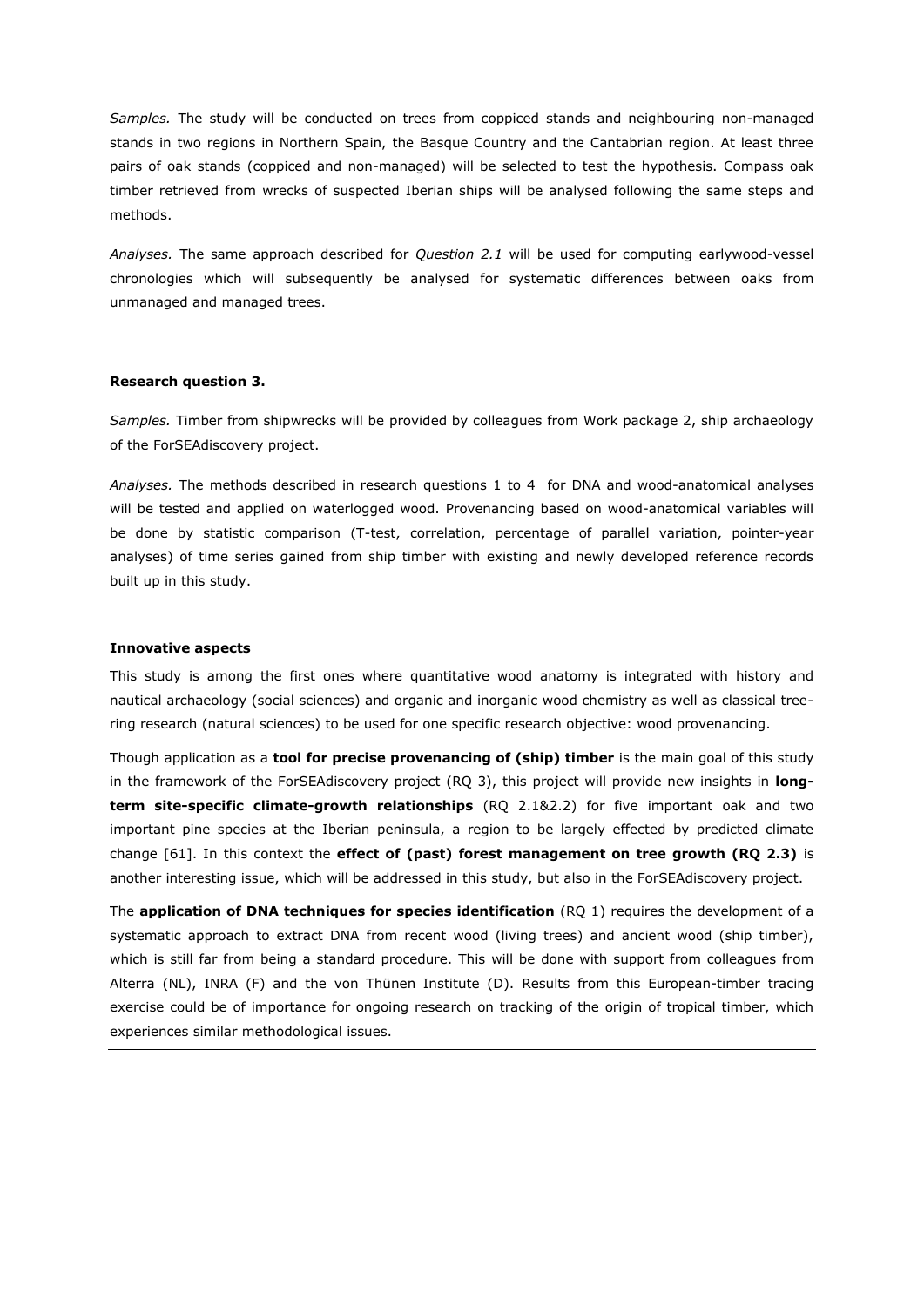*Samples.* The study will be conducted on trees from coppiced stands and neighbouring non-managed stands in two regions in Northern Spain, the Basque Country and the Cantabrian region. At least three pairs of oak stands (coppiced and non-managed) will be selected to test the hypothesis. Compass oak timber retrieved from wrecks of suspected Iberian ships will be analysed following the same steps and methods.

*Analyses.* The same approach described for *Question 2.1* will be used for computing earlywood-vessel chronologies which will subsequently be analysed for systematic differences between oaks from unmanaged and managed trees.

**Research question 3.**

*Samples.* Timber from shipwrecks will be provided by colleagues from Work package 2, ship archaeology of the ForSEAdiscovery project.

*Analyses.* The methods described in research questions 1 to 4 for DNA and wood-anatomical analyses will be tested and applied on waterlogged wood. Provenancing based on wood-anatomical variables will be done by statistic comparison (T-test, correlation, percentage of parallel variation, pointer-year analyses) of time series gained from ship timber with existing and newly developed reference records built up in this study.

**Innovative aspects**

This study is among the first ones where quantitative wood anatomy is integrated with history and nautical archaeology (social sciences) and organic and inorganic wood chemistry as well as classical tree-ring research (natural sciences) to be used for one specific research objective: wood provenancing.

Though application as a **tool for precise provenancing of (ship) timber** is the main goal of this study in the framework of the ForSEAdiscovery project (RQ 3), this project will provide new insights in **long-term site-specific climate-growth relationships** (RQ 2.1&2.2) for five important oak and two important pine species at the Iberian peninsula, a region to be largely effected by predicted climate change [61]. In this context the **effect of (past) forest management on tree growth (RQ 2.3)** is another interesting issue, which will be addressed in this study, but also in the ForSEAdiscovery project.

The **application of DNA techniques for species identification** (RQ 1) requires the development of a systematic approach to extract DNA from recent wood (living trees) and ancient wood (ship timber), which is still far from being a standard procedure. This will be done with support from colleagues from Alterra (NL), INRA (F) and the von Thünen Institute (D). Results from this European-timber tracing exercise could be of importance for ongoing research on tracking of the origin of tropical timber, which experiences similar methodological issues.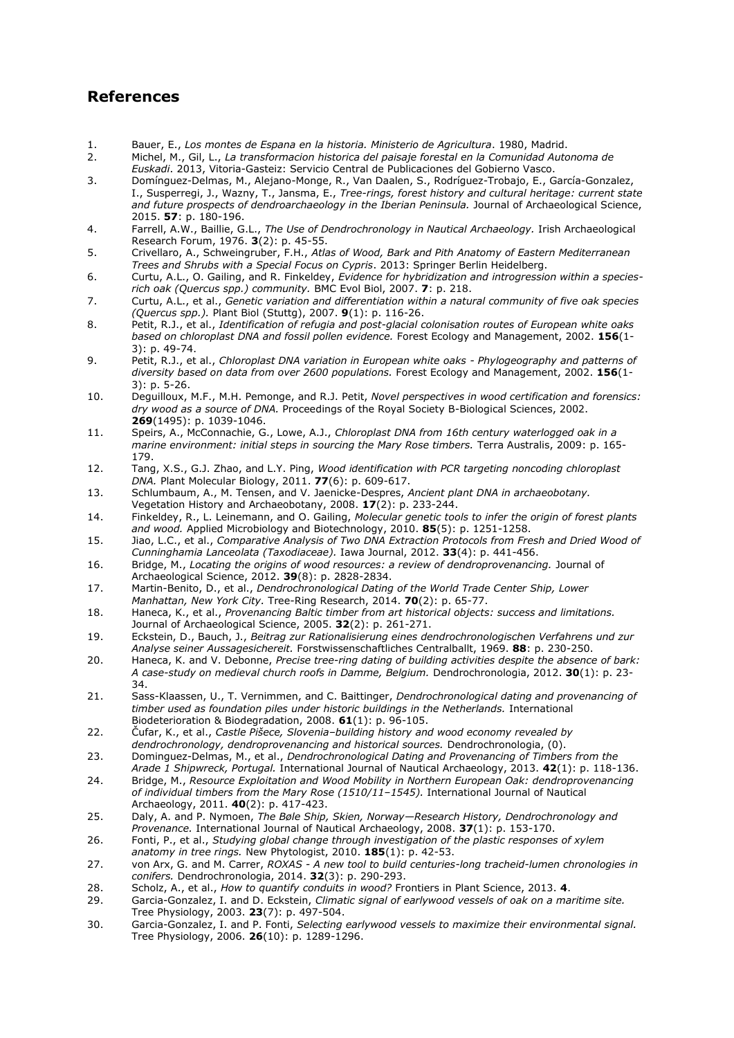## References

1. Bauer, E., *Los montes de Espana en la historia. Ministerio de Agricultura*. 1980, Madrid.
2. Michel, M., Gil, L., *La transformacion historica del paisaje forestal en la Comunidad Autonoma de Euskadi*. 2013, Vitoria-Gasteiz: Servicio Central de Publicaciones del Gobierno Vasco.
3. Domínguez-Delmas, M., Alejano-Monge, R., Van Daalen, S., Rodríguez-Trobajo, E., García-Gonzalez, I., Susperregi, J., Wazny, T., Jansma, E., *Tree-rings, forest history and cultural heritage: current state and future prospects of dendroarchaeology in the Iberian Peninsula.* Journal of Archaeological Science, 2015. **57**: p. 180-196.
4. Farrell, A.W., Baillie, G.L., *The Use of Dendrochronology in Nautical Archaeology.* Irish Archaeological Research Forum, 1976. **3**(2): p. 45-55.
5. Crivellaro, A., Schweingruber, F.H., *Atlas of Wood, Bark and Pith Anatomy of Eastern Mediterranean Trees and Shrubs with a Special Focus on Cypris*. 2013: Springer Berlin Heidelberg.
6. Curtu, A.L., O. Gailing, and R. Finkeldey, *Evidence for hybridization and introgression within a species-rich oak (Quercus spp.) community.* BMC Evol Biol, 2007. **7**: p. 218.
7. Curtu, A.L., et al., *Genetic variation and differentiation within a natural community of five oak species (Quercus spp.).* Plant Biol (Stuttg), 2007. **9**(1): p. 116-26.
8. Petit, R.J., et al., *Identification of refugia and post-glacial colonisation routes of European white oaks based on chloroplast DNA and fossil pollen evidence.* Forest Ecology and Management, 2002. **156**(1-3): p. 49-74.
9. Petit, R.J., et al., *Chloroplast DNA variation in European white oaks - Phylogeography and patterns of diversity based on data from over 2600 populations.* Forest Ecology and Management, 2002. **156**(1-3): p. 5-26.
10. Deguilloux, M.F., M.H. Pemonge, and R.J. Petit, *Novel perspectives in wood certification and forensics: dry wood as a source of DNA.* Proceedings of the Royal Society B-Biological Sciences, 2002. **269**(1495): p. 1039-1046.
11. Speirs, A., McConnachie, G., Lowe, A.J., *Chloroplast DNA from 16th century waterlogged oak in a marine environment: initial steps in sourcing the Mary Rose timbers.* Terra Australis, 2009: p. 165-179.
12. Tang, X.S., G.J. Zhao, and L.Y. Ping, *Wood identification with PCR targeting noncoding chloroplast DNA.* Plant Molecular Biology, 2011. **77**(6): p. 609-617.
13. Schlumbaum, A., M. Tensen, and V. Jaenicke-Despres, *Ancient plant DNA in archaeobotany.* Vegetation History and Archaeobotany, 2008. **17**(2): p. 233-244.
14. Finkeldey, R., L. Leinemann, and O. Gailing, *Molecular genetic tools to infer the origin of forest plants and wood.* Applied Microbiology and Biotechnology, 2010. **85**(5): p. 1251-1258.
15. Jiao, L.C., et al., *Comparative Analysis of Two DNA Extraction Protocols from Fresh and Dried Wood of Cunninghamia Lanceolata (Taxodiaceae).* Iawa Journal, 2012. **33**(4): p. 441-456.
16. Bridge, M., *Locating the origins of wood resources: a review of dendroprovenancing.* Journal of Archaeological Science, 2012. **39**(8): p. 2828-2834.
17. Martin-Benito, D., et al., *Dendrochronological Dating of the World Trade Center Ship, Lower Manhattan, New York City.* Tree-Ring Research, 2014. **70**(2): p. 65-77.
18. Haneca, K., et al., *Provenancing Baltic timber from art historical objects: success and limitations.* Journal of Archaeological Science, 2005. **32**(2): p. 261-271.
19. Eckstein, D., Bauch, J., *Beitrag zur Rationalisierung eines dendrochronologischen Verfahrens und zur Analyse seiner Aussagesicherelt.* Forstwissenschaftliches Centralballt, 1969. **88**: p. 230-250.
20. Haneca, K. and V. Debonne, *Precise tree-ring dating of building activities despite the absence of bark: A case-study on medieval church roofs in Damme, Belgium.* Dendrochronologia, 2012. **30**(1): p. 23-34.
21. Sass-Klaassen, U., T. Vernimmen, and C. Baittinger, *Dendrochronological dating and provenancing of timber used as foundation piles under historic buildings in the Netherlands.* International Biodeterioration & Biodegradation, 2008. **61**(1): p. 96-105.
22. Čufar, K., et al., *Castle Pišece, Slovenia–building history and wood economy revealed by dendrochronology, dendroprovenancing and historical sources.* Dendrochronologia, (0).
23. Dominguez-Delmas, M., et al., *Dendrochronological Dating and Provenancing of Timbers from the Arade 1 Shipwreck, Portugal.* International Journal of Nautical Archaeology, 2013. **42**(1): p. 118-136.
24. Bridge, M., *Resource Exploitation and Wood Mobility in Northern European Oak: dendroprovenancing of individual timbers from the Mary Rose (1510/11–1545).* International Journal of Nautical Archaeology, 2011. **40**(2): p. 417-423.
25. Daly, A. and P. Nymoen, *The Bøle Ship, Skien, Norway—Research History, Dendrochronology and Provenance.* International Journal of Nautical Archaeology, 2008. **37**(1): p. 153-170.
26. Fonti, P., et al., *Studying global change through investigation of the plastic responses of xylem anatomy in tree rings.* New Phytologist, 2010. **185**(1): p. 42-53.
27. von Arx, G. and M. Carrer, *ROXAS - A new tool to build centuries-long tracheid-lumen chronologies in conifers.* Dendrochronologia, 2014. **32**(3): p. 290-293.
28. Scholz, A., et al., *How to quantify conduits in wood?* Frontiers in Plant Science, 2013. **4**.
29. Garcia-Gonzalez, I. and D. Eckstein, *Climatic signal of earlywood vessels of oak on a maritime site.* Tree Physiology, 2003. **23**(7): p. 497-504.
30. Garcia-Gonzalez, I. and P. Fonti, *Selecting earlywood vessels to maximize their environmental signal.* Tree Physiology, 2006. **26**(10): p. 1289-1296.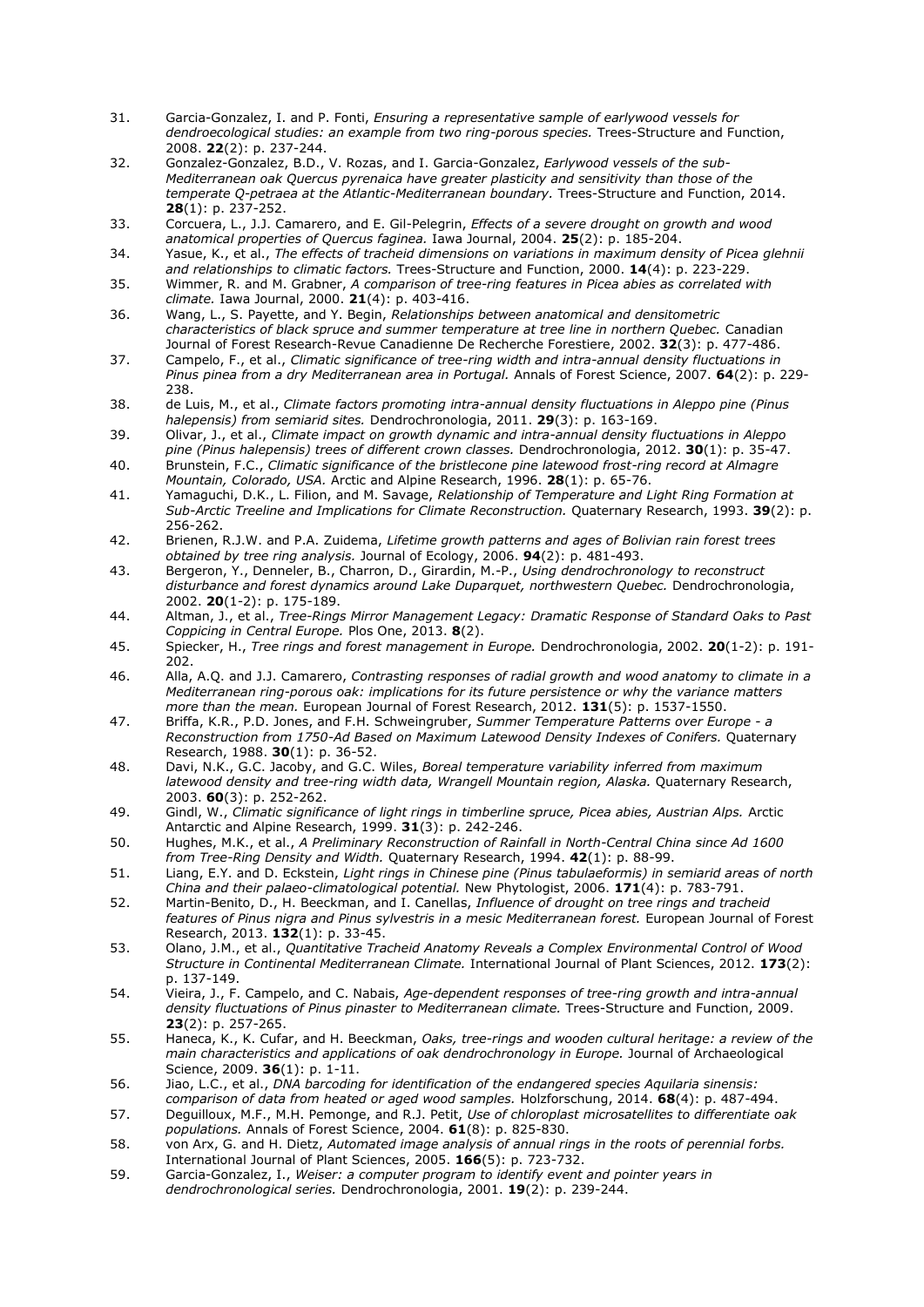31. Garcia-Gonzalez, I. and P. Fonti, *Ensuring a representative sample of earlywood vessels for dendroecological studies: an example from two ring-porous species.* Trees-Structure and Function, 2008. **22**(2): p. 237-244.
32. Gonzalez-Gonzalez, B.D., V. Rozas, and I. Garcia-Gonzalez, *Earlywood vessels of the sub-Mediterranean oak Quercus pyrenaica have greater plasticity and sensitivity than those of the temperate Q-petraea at the Atlantic-Mediterranean boundary.* Trees-Structure and Function, 2014. **28**(1): p. 237-252.
33. Corcuera, L., J.J. Camarero, and E. Gil-Pelegrin, *Effects of a severe drought on growth and wood anatomical properties of Quercus faginea.* Iawa Journal, 2004. **25**(2): p. 185-204.
34. Yasue, K., et al., *The effects of tracheid dimensions on variations in maximum density of Picea glehnii and relationships to climatic factors.* Trees-Structure and Function, 2000. **14**(4): p. 223-229.
35. Wimmer, R. and M. Grabner, *A comparison of tree-ring features in Picea abies as correlated with climate.* Iawa Journal, 2000. **21**(4): p. 403-416.
36. Wang, L., S. Payette, and Y. Begin, *Relationships between anatomical and densitometric characteristics of black spruce and summer temperature at tree line in northern Quebec.* Canadian Journal of Forest Research-Revue Canadienne De Recherche Forestiere, 2002. **32**(3): p. 477-486.
37. Campelo, F., et al., *Climatic significance of tree-ring width and intra-annual density fluctuations in Pinus pinea from a dry Mediterranean area in Portugal.* Annals of Forest Science, 2007. **64**(2): p. 229-238.
38. de Luis, M., et al., *Climate factors promoting intra-annual density fluctuations in Aleppo pine (Pinus halepensis) from semiarid sites.* Dendrochronologia, 2011. **29**(3): p. 163-169.
39. Olivar, J., et al., *Climate impact on growth dynamic and intra-annual density fluctuations in Aleppo pine (Pinus halepensis) trees of different crown classes.* Dendrochronologia, 2012. **30**(1): p. 35-47.
40. Brunstein, F.C., *Climatic significance of the bristlecone pine latewood frost-ring record at Almagre Mountain, Colorado, USA.* Arctic and Alpine Research, 1996. **28**(1): p. 65-76.
41. Yamaguchi, D.K., L. Filion, and M. Savage, *Relationship of Temperature and Light Ring Formation at Sub-Arctic Treeline and Implications for Climate Reconstruction.* Quaternary Research, 1993. **39**(2): p. 256-262.
42. Brienen, R.J.W. and P.A. Zuidema, *Lifetime growth patterns and ages of Bolivian rain forest trees obtained by tree ring analysis.* Journal of Ecology, 2006. **94**(2): p. 481-493.
43. Bergeron, Y., Denneler, B., Charron, D., Girardin, M.-P., *Using dendrochronology to reconstruct disturbance and forest dynamics around Lake Duparquet, northwestern Quebec.* Dendrochronologia, 2002. **20**(1-2): p. 175-189.
44. Altman, J., et al., *Tree-Rings Mirror Management Legacy: Dramatic Response of Standard Oaks to Past Coppicing in Central Europe.* Plos One, 2013. **8**(2).
45. Spiecker, H., *Tree rings and forest management in Europe.* Dendrochronologia, 2002. **20**(1-2): p. 191-202.
46. Alla, A.Q. and J.J. Camarero, *Contrasting responses of radial growth and wood anatomy to climate in a Mediterranean ring-porous oak: implications for its future persistence or why the variance matters more than the mean.* European Journal of Forest Research, 2012. **131**(5): p. 1537-1550.
47. Briffa, K.R., P.D. Jones, and F.H. Schweingruber, *Summer Temperature Patterns over Europe - a Reconstruction from 1750-Ad Based on Maximum Latewood Density Indexes of Conifers.* Quaternary Research, 1988. **30**(1): p. 36-52.
48. Davi, N.K., G.C. Jacoby, and G.C. Wiles, *Boreal temperature variability inferred from maximum latewood density and tree-ring width data, Wrangell Mountain region, Alaska.* Quaternary Research, 2003. **60**(3): p. 252-262.
49. Gindl, W., *Climatic significance of light rings in timberline spruce, Picea abies, Austrian Alps.* Arctic Antarctic and Alpine Research, 1999. **31**(3): p. 242-246.
50. Hughes, M.K., et al., *A Preliminary Reconstruction of Rainfall in North-Central China since Ad 1600 from Tree-Ring Density and Width.* Quaternary Research, 1994. **42**(1): p. 88-99.
51. Liang, E.Y. and D. Eckstein, *Light rings in Chinese pine (Pinus tabulaeformis) in semiarid areas of north China and their palaeo-climatological potential.* New Phytologist, 2006. **171**(4): p. 783-791.
52. Martin-Benito, D., H. Beeckman, and I. Canellas, *Influence of drought on tree rings and tracheid features of Pinus nigra and Pinus sylvestris in a mesic Mediterranean forest.* European Journal of Forest Research, 2013. **132**(1): p. 33-45.
53. Olano, J.M., et al., *Quantitative Tracheid Anatomy Reveals a Complex Environmental Control of Wood Structure in Continental Mediterranean Climate.* International Journal of Plant Sciences, 2012. **173**(2): p. 137-149.
54. Vieira, J., F. Campelo, and C. Nabais, *Age-dependent responses of tree-ring growth and intra-annual density fluctuations of Pinus pinaster to Mediterranean climate.* Trees-Structure and Function, 2009. **23**(2): p. 257-265.
55. Haneca, K., K. Cufar, and H. Beeckman, *Oaks, tree-rings and wooden cultural heritage: a review of the main characteristics and applications of oak dendrochronology in Europe.* Journal of Archaeological Science, 2009. **36**(1): p. 1-11.
56. Jiao, L.C., et al., *DNA barcoding for identification of the endangered species Aquilaria sinensis: comparison of data from heated or aged wood samples.* Holzforschung, 2014. **68**(4): p. 487-494.
57. Deguilloux, M.F., M.H. Pemonge, and R.J. Petit, *Use of chloroplast microsatellites to differentiate oak populations.* Annals of Forest Science, 2004. **61**(8): p. 825-830.
58. von Arx, G. and H. Dietz, *Automated image analysis of annual rings in the roots of perennial forbs.* International Journal of Plant Sciences, 2005. **166**(5): p. 723-732.
59. Garcia-Gonzalez, I., *Weiser: a computer program to identify event and pointer years in dendrochronological series.* Dendrochronologia, 2001. **19**(2): p. 239-244.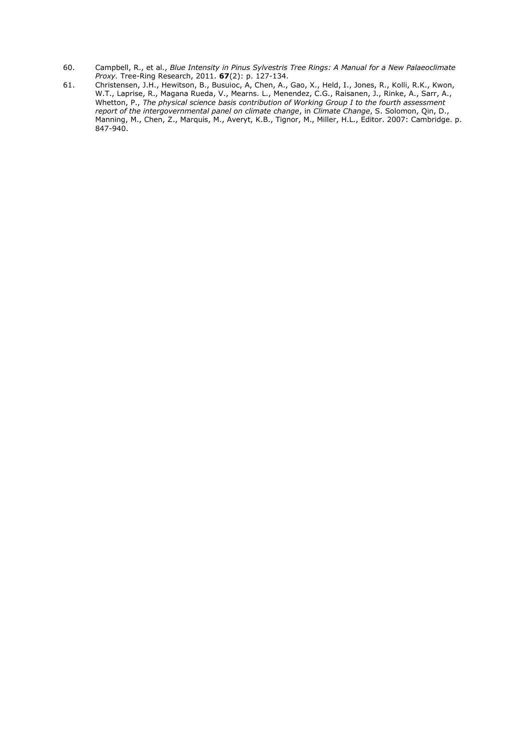60. Campbell, R., et al., *Blue Intensity in Pinus Sylvestris Tree Rings: A Manual for a New Palaeoclimate Proxy*. Tree-Ring Research, 2011. **67**(2): p. 127-134.
61. Christensen, J.H., Hewitson, B., Busuioc, A, Chen, A., Gao, X., Held, I., Jones, R., Kolli, R.K., Kwon, W.T., Laprise, R., Magana Rueda, V., Mearns. L., Menendez, C.G., Raisanen, J., Rinke, A., Sarr, A., Whetton, P., *The physical science basis contribution of Working Group I to the fourth assessment report of the intergovernmental panel on climate change*, in *Climate Change*, S. Solomon, Qin, D., Manning, M., Chen, Z., Marquis, M., Averyt, K.B., Tignor, M., Miller, H.L., Editor. 2007: Cambridge. p. 847-940.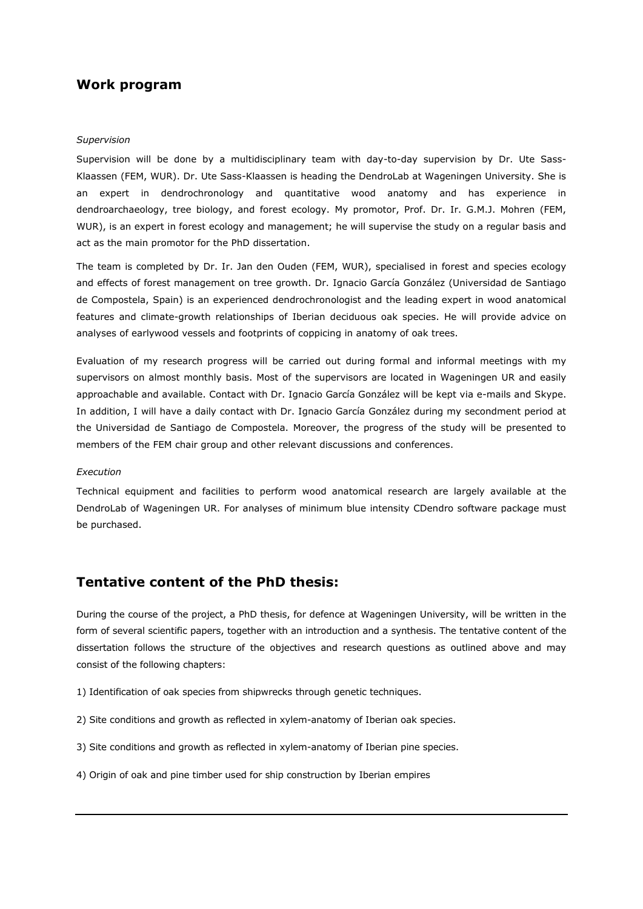## Work program

*Supervision*

Supervision will be done by a multidisciplinary team with day-to-day supervision by Dr. Ute Sass-Klaassen (FEM, WUR). Dr. Ute Sass-Klaassen is heading the DendroLab at Wageningen University. She is an expert in dendrochronology and quantitative wood anatomy and has experience in dendroarchaeology, tree biology, and forest ecology. My promotor, Prof. Dr. Ir. G.M.J. Mohren (FEM, WUR), is an expert in forest ecology and management; he will supervise the study on a regular basis and act as the main promotor for the PhD dissertation.

The team is completed by Dr. Ir. Jan den Ouden (FEM, WUR), specialised in forest and species ecology and effects of forest management on tree growth. Dr. Ignacio García González (Universidad de Santiago de Compostela, Spain) is an experienced dendrochronologist and the leading expert in wood anatomical features and climate-growth relationships of Iberian deciduous oak species. He will provide advice on analyses of earlywood vessels and footprints of coppicing in anatomy of oak trees.

Evaluation of my research progress will be carried out during formal and informal meetings with my supervisors on almost monthly basis. Most of the supervisors are located in Wageningen UR and easily approachable and available. Contact with Dr. Ignacio García González will be kept via e-mails and Skype. In addition, I will have a daily contact with Dr. Ignacio García González during my secondment period at the Universidad de Santiago de Compostela. Moreover, the progress of the study will be presented to members of the FEM chair group and other relevant discussions and conferences.

*Execution*

Technical equipment and facilities to perform wood anatomical research are largely available at the DendroLab of Wageningen UR. For analyses of minimum blue intensity CDendro software package must be purchased.

## Tentative content of the PhD thesis:

During the course of the project, a PhD thesis, for defence at Wageningen University, will be written in the form of several scientific papers, together with an introduction and a synthesis. The tentative content of the dissertation follows the structure of the objectives and research questions as outlined above and may consist of the following chapters:

1) Identification of oak species from shipwrecks through genetic techniques.

2) Site conditions and growth as reflected in xylem-anatomy of Iberian oak species.

3) Site conditions and growth as reflected in xylem-anatomy of Iberian pine species.

4) Origin of oak and pine timber used for ship construction by Iberian empires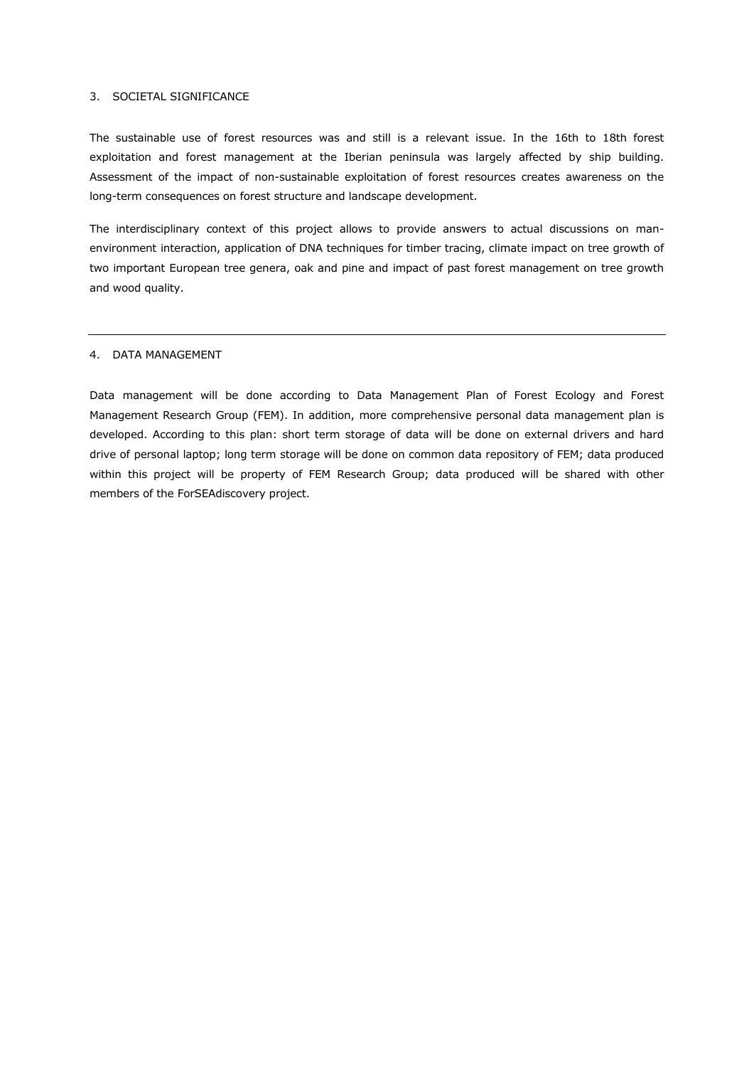## 3. SOCIETAL SIGNIFICANCE

The sustainable use of forest resources was and still is a relevant issue. In the 16th to 18th forest exploitation and forest management at the Iberian peninsula was largely affected by ship building. Assessment of the impact of non-sustainable exploitation of forest resources creates awareness on the long-term consequences on forest structure and landscape development.

The interdisciplinary context of this project allows to provide answers to actual discussions on man-environment interaction, application of DNA techniques for timber tracing, climate impact on tree growth of two important European tree genera, oak and pine and impact of past forest management on tree growth and wood quality.

---

## 4. DATA MANAGEMENT

Data management will be done according to Data Management Plan of Forest Ecology and Forest Management Research Group (FEM). In addition, more comprehensive personal data management plan is developed. According to this plan: short term storage of data will be done on external drivers and hard drive of personal laptop; long term storage will be done on common data repository of FEM; data produced within this project will be property of FEM Research Group; data produced will be shared with other members of the ForSEAdiscovery project.